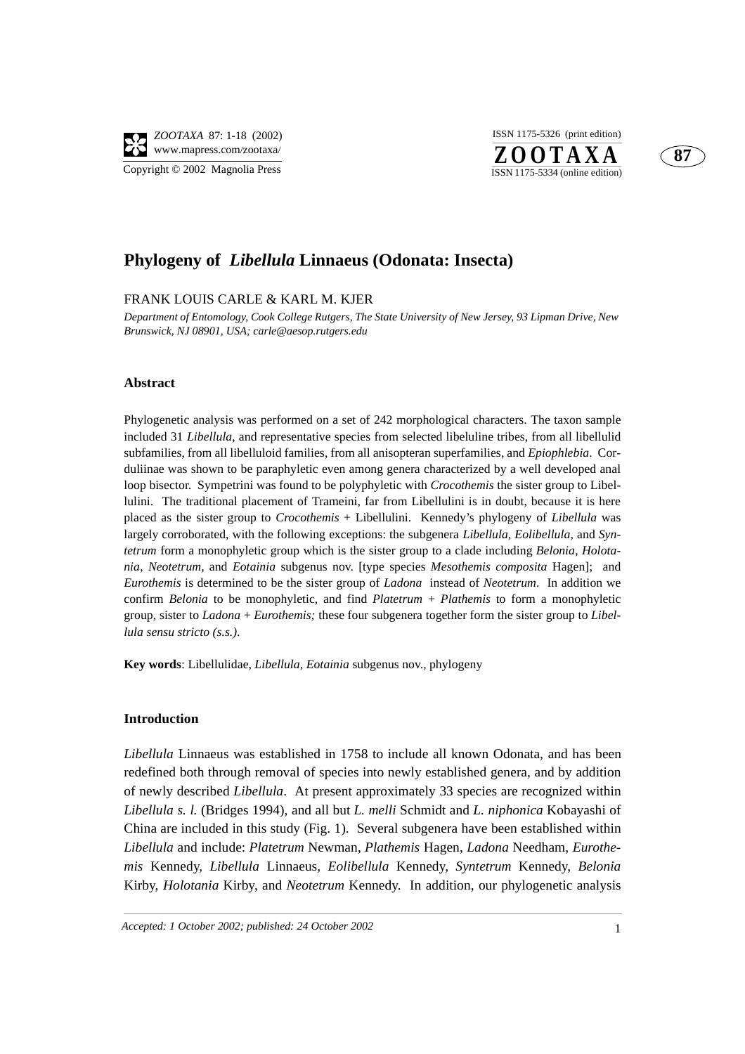# Phylogeny of *Libellula* Linnaeus (Odonata: Insecta)

FRANK LOUIS CARLE & KARL M. KJER

*Department of Entomology, Cook College Rutgers, The State University of New Jersey, 93 Lipman Drive, New Brunswick, NJ 08901, USA; carle@aesop.rutgers.edu*

### Abstract

Phylogenetic analysis was performed on a set of 242 morphological characters. The taxon sample included 31 *Libellula*, and representative species from selected libeluline tribes, from all libellulid subfamilies, from all libelluloid families, from all anisopteran superfamilies, and *Epiophlebia*. Corduliinae was shown to be paraphyletic even among genera characterized by a well developed anal loop bisector. Sympetrini was found to be polyphyletic with *Crocothemis* the sister group to Libellulini. The traditional placement of Trameini, far from Libellulini is in doubt, because it is here placed as the sister group to *Crocothemis* + Libellulini. Kennedy's phylogeny of *Libellula* was largely corroborated, with the following exceptions: the subgenera *Libellula, Eolibellula,* and *Syntetrum* form a monophyletic group which is the sister group to a clade including *Belonia*, *Holotania, Neotetrum,* and *Eotainia* subgenus nov. [type species *Mesothemis composita* Hagen]; and *Eurothemis* is determined to be the sister group of *Ladona* instead of *Neotetrum*. In addition we confirm *Belonia* to be monophyletic, and find *Platetrum* + *Plathemis* to form a monophyletic group, sister to *Ladona* + *Eurothemis;* these four subgenera together form the sister group to *Libellula sensu stricto (s.s.)*.

**Key words**: Libellulidae, *Libellula*, *Eotainia* subgenus nov., phylogeny

### Introduction

*Libellula* Linnaeus was established in 1758 to include all known Odonata, and has been redefined both through removal of species into newly established genera, and by addition of newly described *Libellula*. At present approximately 33 species are recognized within *Libellula s. l.* (Bridges 1994), and all but *L. melli* Schmidt and *L. niphonica* Kobayashi of China are included in this study (Fig. 1). Several subgenera have been established within *Libellula* and include: *Platetrum* Newman, *Plathemis* Hagen, *Ladona* Needham, *Eurothemis* Kennedy, *Libellula* Linnaeus, *Eolibellula* Kennedy, *Syntetrum* Kennedy, *Belonia* Kirby, *Holotania* Kirby, and *Neotetrum* Kennedy. In addition, our phylogenetic analysis

*Accepted: 1 October 2002; published: 24 October 2002*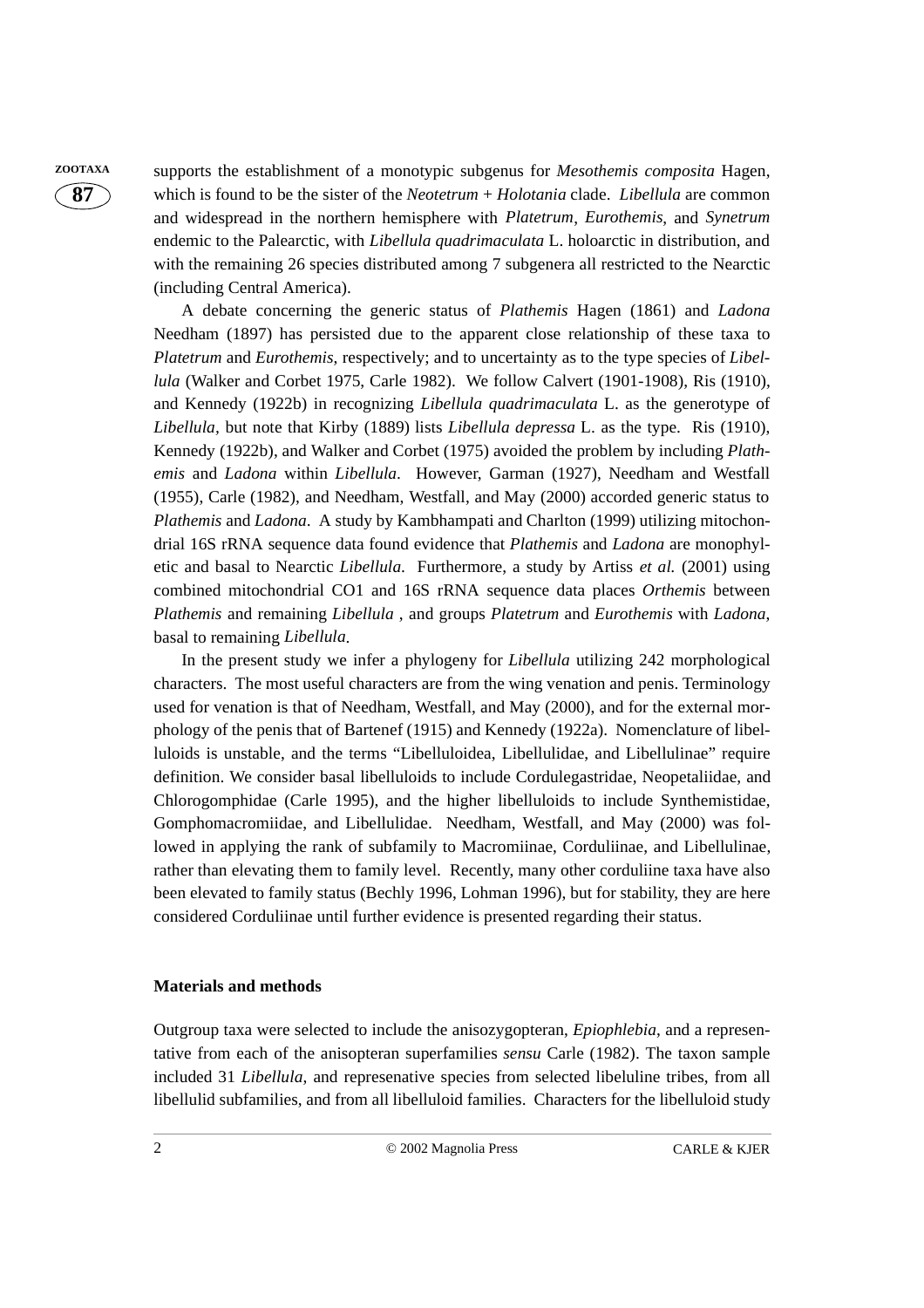supports the establishment of a monotypic subgenus for *Mesothemis composita* Hagen, which is found to be the sister of the *Neotetrum* + *Holotania* clade. *Libellula* are common and widespread in the northern hemisphere with *Platetrum*, *Eurothemis*, and *Synetrum* endemic to the Palearctic, with *Libellula quadrimaculata* L. holoarctic in distribution, and with the remaining 26 species distributed among 7 subgenera all restricted to the Nearctic (including Central America).

A debate concerning the generic status of *Plathemis* Hagen (1861) and *Ladona* Needham (1897) has persisted due to the apparent close relationship of these taxa to *Platetrum* and *Eurothemis*, respectively; and to uncertainty as to the type species of *Libellula* (Walker and Corbet 1975, Carle 1982). We follow Calvert (1901-1908), Ris (1910), and Kennedy (1922b) in recognizing *Libellula quadrimaculata* L. as the generotype of *Libellula*, but note that Kirby (1889) lists *Libellula depressa* L. as the type. Ris (1910), Kennedy (1922b), and Walker and Corbet (1975) avoided the problem by including *Plathemis* and *Ladona* within *Libellula*. However, Garman (1927), Needham and Westfall (1955), Carle (1982), and Needham, Westfall, and May (2000) accorded generic status to *Plathemis* and *Ladona*. A study by Kambhampati and Charlton (1999) utilizing mitochondrial 16S rRNA sequence data found evidence that *Plathemis* and *Ladona* are monophyletic and basal to Nearctic *Libellula*. Furthermore, a study by Artiss *et al.* (2001) using combined mitochondrial CO1 and 16S rRNA sequence data places *Orthemis* between *Plathemis* and remaining *Libellula* , and groups *Platetrum* and *Eurothemis* with *Ladona*, basal to remaining *Libellula*.

In the present study we infer a phylogeny for *Libellula* utilizing 242 morphological characters. The most useful characters are from the wing venation and penis. Terminology used for venation is that of Needham, Westfall, and May (2000), and for the external morphology of the penis that of Bartenef (1915) and Kennedy (1922a). Nomenclature of libelluloids is unstable, and the terms "Libelluloidea, Libellulidae, and Libellulinae" require definition. We consider basal libelluloids to include Cordulegastridae, Neopetaliidae, and Chlorogomphidae (Carle 1995), and the higher libelluloids to include Synthemistidae, Gomphomacromiidae, and Libellulidae. Needham, Westfall, and May (2000) was followed in applying the rank of subfamily to Macromiinae, Corduliinae, and Libellulinae, rather than elevating them to family level. Recently, many other corduliine taxa have also been elevated to family status (Bechly 1996, Lohman 1996), but for stability, they are here considered Corduliinae until further evidence is presented regarding their status.

## Materials and methods

Outgroup taxa were selected to include the anisozygopteran, *Epiophlebia*, and a representative from each of the anisopteran superfamilies *sensu* Carle (1982). The taxon sample included 31 *Libellula*, and represenative species from selected libeluline tribes, from all libellulid subfamilies, and from all libelluloid families. Characters for the libelluloid study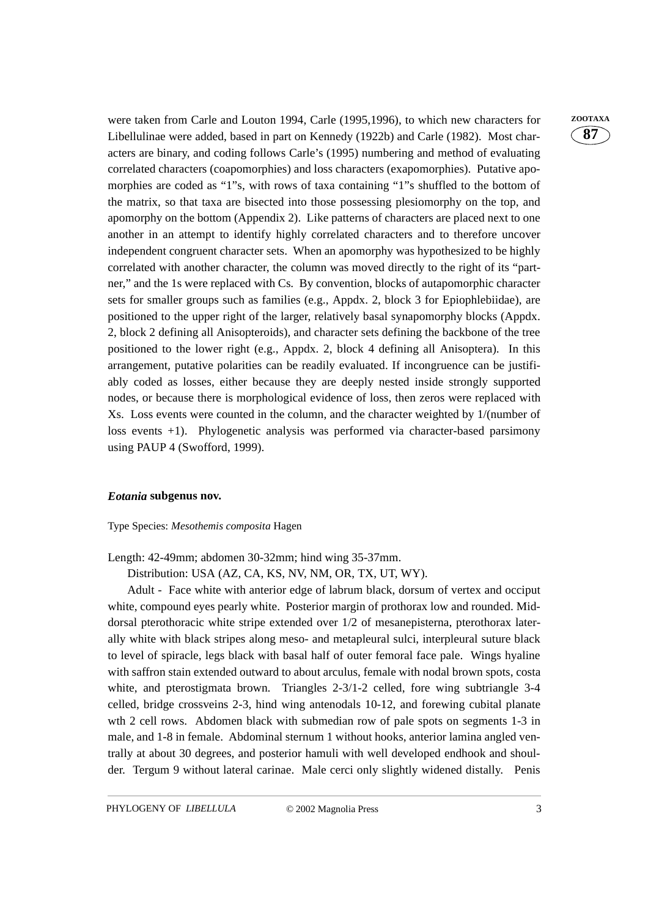were taken from Carle and Louton 1994, Carle (1995,1996), to which new characters for Libellulinae were added, based in part on Kennedy (1922b) and Carle (1982). Most characters are binary, and coding follows Carle's (1995) numbering and method of evaluating correlated characters (coapomorphies) and loss characters (exapomorphies). Putative apomorphies are coded as "1"s, with rows of taxa containing "1"s shuffled to the bottom of the matrix, so that taxa are bisected into those possessing plesiomorphy on the top, and apomorphy on the bottom (Appendix 2). Like patterns of characters are placed next to one another in an attempt to identify highly correlated characters and to therefore uncover independent congruent character sets. When an apomorphy was hypothesized to be highly correlated with another character, the column was moved directly to the right of its "partner," and the 1s were replaced with Cs. By convention, blocks of autapomorphic character sets for smaller groups such as families (e.g., Appdx. 2, block 3 for Epiophlebiidae), are positioned to the upper right of the larger, relatively basal synapomorphy blocks (Appdx. 2, block 2 defining all Anisopteroids), and character sets defining the backbone of the tree positioned to the lower right (e.g., Appdx. 2, block 4 defining all Anisoptera). In this arrangement, putative polarities can be readily evaluated. If incongruence can be justifiably coded as losses, either because they are deeply nested inside strongly supported nodes, or because there is morphological evidence of loss, then zeros were replaced with Xs. Loss events were counted in the column, and the character weighted by 1/(number of loss events +1). Phylogenetic analysis was performed via character-based parsimony using PAUP 4 (Swofford, 1999).

### ***Eotania*** **subgenus nov.**

Type Species: *Mesothemis composita* Hagen

Length: 42-49mm; abdomen 30-32mm; hind wing 35-37mm.

Distribution: USA (AZ, CA, KS, NV, NM, OR, TX, UT, WY).

Adult - Face white with anterior edge of labrum black, dorsum of vertex and occiput white, compound eyes pearly white. Posterior margin of prothorax low and rounded. Middorsal pterothoracic white stripe extended over 1/2 of mesanepisterna, pterothorax laterally white with black stripes along meso- and metapleural sulci, interpleural suture black to level of spiracle, legs black with basal half of outer femoral face pale. Wings hyaline with saffron stain extended outward to about arculus, female with nodal brown spots, costa white, and pterostigmata brown. Triangles 2-3/1-2 celled, fore wing subtriangle 3-4 celled, bridge crossveins 2-3, hind wing antenodals 10-12, and forewing cubital planate wth 2 cell rows. Abdomen black with submedian row of pale spots on segments 1-3 in male, and 1-8 in female. Abdominal sternum 1 without hooks, anterior lamina angled ventrally at about 30 degrees, and posterior hamuli with well developed endhook and shoulder. Tergum 9 without lateral carinae. Male cerci only slightly widened distally. Penis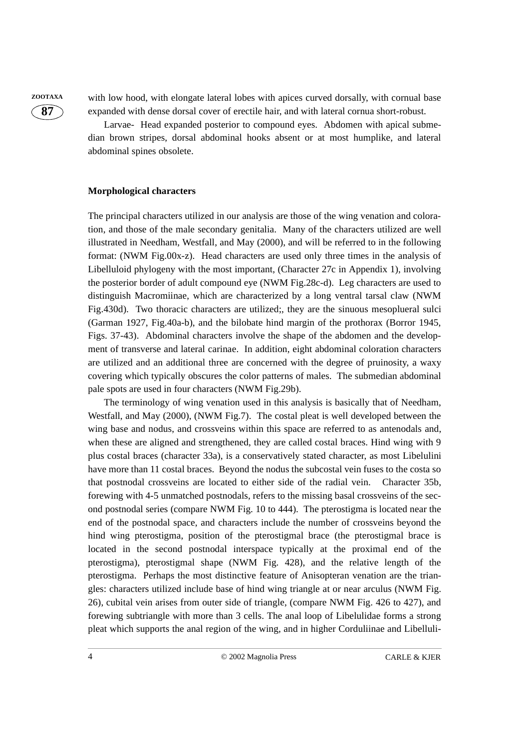with low hood, with elongate lateral lobes with apices curved dorsally, with cornual base expanded with dense dorsal cover of erectile hair, and with lateral cornua short-robust.

Larvae- Head expanded posterior to compound eyes. Abdomen with apical submedian brown stripes, dorsal abdominal hooks absent or at most humplike, and lateral abdominal spines obsolete.

### Morphological characters

The principal characters utilized in our analysis are those of the wing venation and coloration, and those of the male secondary genitalia. Many of the characters utilized are well illustrated in Needham, Westfall, and May (2000), and will be referred to in the following format: (NWM Fig.00x-z). Head characters are used only three times in the analysis of Libelluloid phylogeny with the most important, (Character 27c in Appendix 1), involving the posterior border of adult compound eye (NWM Fig.28c-d). Leg characters are used to distinguish Macromiinae, which are characterized by a long ventral tarsal claw (NWM Fig.430d). Two thoracic characters are utilized;, they are the sinuous mesoplueral sulci (Garman 1927, Fig.40a-b), and the bilobate hind margin of the prothorax (Borror 1945, Figs. 37-43). Abdominal characters involve the shape of the abdomen and the development of transverse and lateral carinae. In addition, eight abdominal coloration characters are utilized and an additional three are concerned with the degree of pruinosity, a waxy covering which typically obscures the color patterns of males. The submedian abdominal pale spots are used in four characters (NWM Fig.29b).

The terminology of wing venation used in this analysis is basically that of Needham, Westfall, and May (2000), (NWM Fig.7). The costal pleat is well developed between the wing base and nodus, and crossveins within this space are referred to as antenodals and, when these are aligned and strengthened, they are called costal braces. Hind wing with 9 plus costal braces (character 33a), is a conservatively stated character, as most Libelulini have more than 11 costal braces. Beyond the nodus the subcostal vein fuses to the costa so that postnodal crossveins are located to either side of the radial vein. Character 35b, forewing with 4-5 unmatched postnodals, refers to the missing basal crossveins of the second postnodal series (compare NWM Fig. 10 to 444). The pterostigma is located near the end of the postnodal space, and characters include the number of crossveins beyond the hind wing pterostigma, position of the pterostigmal brace (the pterostigmal brace is located in the second postnodal interspace typically at the proximal end of the pterostigma), pterostigmal shape (NWM Fig. 428), and the relative length of the pterostigma. Perhaps the most distinctive feature of Anisopteran venation are the triangles: characters utilized include base of hind wing triangle at or near arculus (NWM Fig. 26), cubital vein arises from outer side of triangle, (compare NWM Fig. 426 to 427), and forewing subtriangle with more than 3 cells. The anal loop of Libelulidae forms a strong pleat which supports the anal region of the wing, and in higher Corduliinae and Libelluli-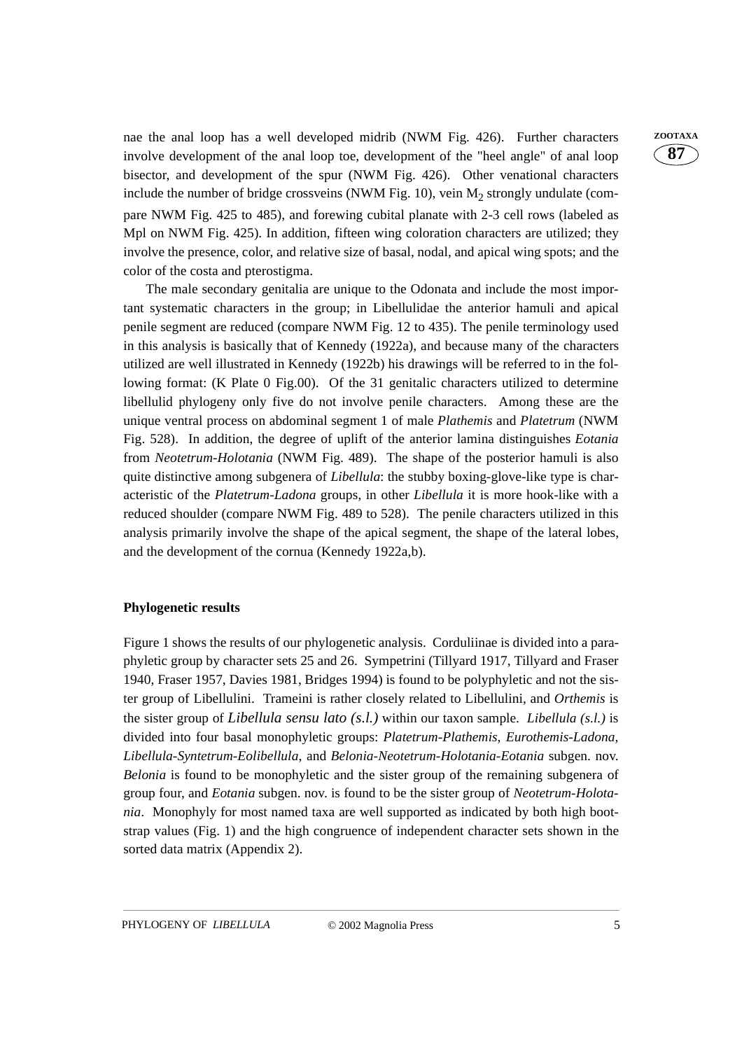nae the anal loop has a well developed midrib (NWM Fig. 426). Further characters involve development of the anal loop toe, development of the "heel angle" of anal loop bisector, and development of the spur (NWM Fig. 426). Other venational characters include the number of bridge crossveins (NWM Fig. 10), vein $M_2$ strongly undulate (compare NWM Fig. 425 to 485), and forewing cubital planate with 2-3 cell rows (labeled as Mpl on NWM Fig. 425). In addition, fifteen wing coloration characters are utilized; they involve the presence, color, and relative size of basal, nodal, and apical wing spots; and the color of the costa and pterostigma.

The male secondary genitalia are unique to the Odonata and include the most important systematic characters in the group; in Libellulidae the anterior hamuli and apical penile segment are reduced (compare NWM Fig. 12 to 435). The penile terminology used in this analysis is basically that of Kennedy (1922a), and because many of the characters utilized are well illustrated in Kennedy (1922b) his drawings will be referred to in the following format: (K Plate 0 Fig.00). Of the 31 genitalic characters utilized to determine libellulid phylogeny only five do not involve penile characters. Among these are the unique ventral process on abdominal segment 1 of male *Plathemis* and *Platetrum* (NWM Fig. 528). In addition, the degree of uplift of the anterior lamina distinguishes *Eotania* from *Neotetrum-Holotania* (NWM Fig. 489). The shape of the posterior hamuli is also quite distinctive among subgenera of *Libellula*: the stubby boxing-glove-like type is characteristic of the *Platetrum-Ladona* groups, in other *Libellula* it is more hook-like with a reduced shoulder (compare NWM Fig. 489 to 528). The penile characters utilized in this analysis primarily involve the shape of the apical segment, the shape of the lateral lobes, and the development of the cornua (Kennedy 1922a,b).

## Phylogenetic results

Figure 1 shows the results of our phylogenetic analysis. Corduliinae is divided into a paraphyletic group by character sets 25 and 26. Sympetrini (Tillyard 1917, Tillyard and Fraser 1940, Fraser 1957, Davies 1981, Bridges 1994) is found to be polyphyletic and not the sister group of Libellulini. Trameini is rather closely related to Libellulini, and *Orthemis* is the sister group of *Libellula sensu lato (s.l.)* within our taxon sample. *Libellula (s.l.)* is divided into four basal monophyletic groups: *Platetrum-Plathemis*, *Eurothemis-Ladona*, *Libellula-Syntetrum-Eolibellula*, and *Belonia-Neotetrum-Holotania-Eotania* subgen. nov. *Belonia* is found to be monophyletic and the sister group of the remaining subgenera of group four, and *Eotania* subgen. nov. is found to be the sister group of *Neotetrum-Holotania*. Monophyly for most named taxa are well supported as indicated by both high bootstrap values (Fig. 1) and the high congruence of independent character sets shown in the sorted data matrix (Appendix 2).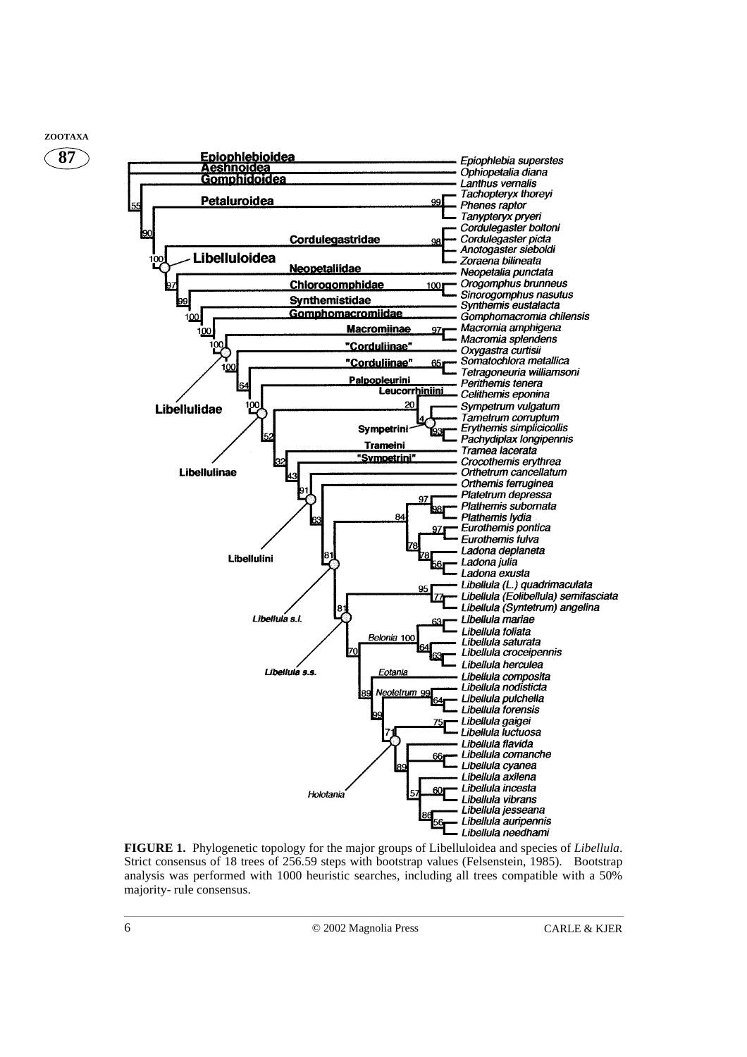**FIGURE 1.** Phylogenetic topology for the major groups of Libelluloidea and species of *Libellula*. Strict consensus of 18 trees of 256.59 steps with bootstrap values (Felsenstein, 1985). Bootstrap analysis was performed with 1000 heuristic searches, including all trees compatible with a 50% majority- rule consensus.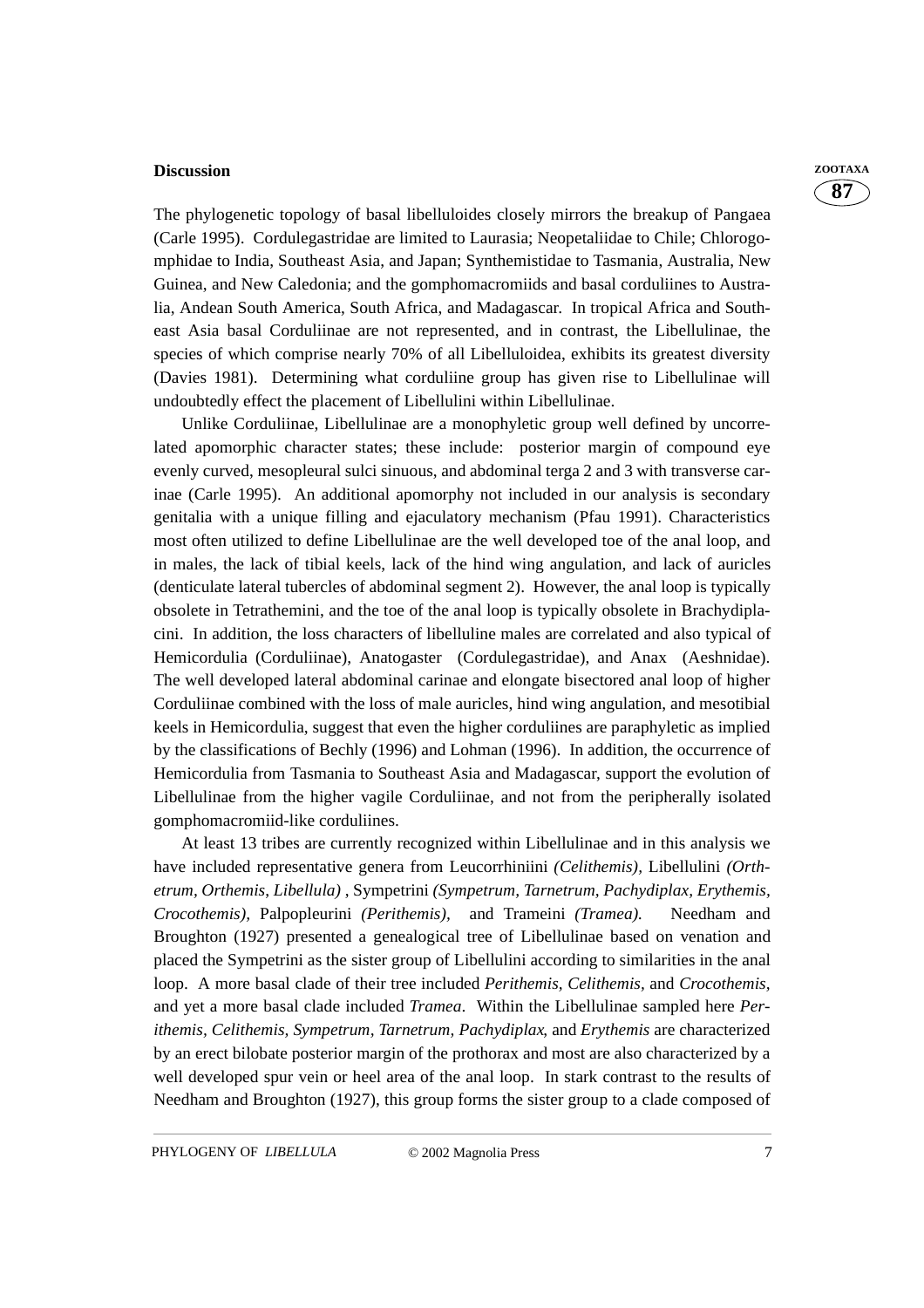## Discussion

The phylogenetic topology of basal libelluloides closely mirrors the breakup of Pangaea (Carle 1995). Cordulegastridae are limited to Laurasia; Neopetaliidae to Chile; Chlorogomphidae to India, Southeast Asia, and Japan; Synthemistidae to Tasmania, Australia, New Guinea, and New Caledonia; and the gomphomacromiids and basal corduliines to Australia, Andean South America, South Africa, and Madagascar. In tropical Africa and Southeast Asia basal Corduliinae are not represented, and in contrast, the Libellulinae, the species of which comprise nearly 70% of all Libelluloidea, exhibits its greatest diversity (Davies 1981). Determining what corduliine group has given rise to Libellulinae will undoubtedly effect the placement of Libellulini within Libellulinae.

Unlike Corduliinae, Libellulinae are a monophyletic group well defined by uncorrelated apomorphic character states; these include: posterior margin of compound eye evenly curved, mesopleural sulci sinuous, and abdominal terga 2 and 3 with transverse carinae (Carle 1995). An additional apomorphy not included in our analysis is secondary genitalia with a unique filling and ejaculatory mechanism (Pfau 1991). Characteristics most often utilized to define Libellulinae are the well developed toe of the anal loop, and in males, the lack of tibial keels, lack of the hind wing angulation, and lack of auricles (denticulate lateral tubercles of abdominal segment 2). However, the anal loop is typically obsolete in Tetrathemini, and the toe of the anal loop is typically obsolete in Brachydiplacini. In addition, the loss characters of libelluline males are correlated and also typical of Hemicordulia (Corduliinae), Anatogaster (Cordulegastridae), and Anax (Aeshnidae). The well developed lateral abdominal carinae and elongate bisectored anal loop of higher Corduliinae combined with the loss of male auricles, hind wing angulation, and mesotibial keels in Hemicordulia, suggest that even the higher corduliines are paraphyletic as implied by the classifications of Bechly (1996) and Lohman (1996). In addition, the occurrence of Hemicordulia from Tasmania to Southeast Asia and Madagascar, support the evolution of Libellulinae from the higher vagile Corduliinae, and not from the peripherally isolated gomphomacromiid-like corduliines.

At least 13 tribes are currently recognized within Libellulinae and in this analysis we have included representative genera from Leucorrhiniini *(Celithemis),* Libellulini *(Orthetrum, Orthemis, Libellula)* , Sympetrini *(Sympetrum, Tarnetrum, Pachydiplax, Erythemis, Crocothemis),* Palpopleurini *(Perithemis),* and Trameini *(Tramea).* Needham and Broughton (1927) presented a genealogical tree of Libellulinae based on venation and placed the Sympetrini as the sister group of Libellulini according to similarities in the anal loop. A more basal clade of their tree included *Perithemis, Celithemis,* and *Crocothemis,* and yet a more basal clade included *Tramea*. Within the Libellulinae sampled here *Perithemis, Celithemis, Sympetrum, Tarnetrum, Pachydiplax*, and *Erythemis* are characterized by an erect bilobate posterior margin of the prothorax and most are also characterized by a well developed spur vein or heel area of the anal loop. In stark contrast to the results of Needham and Broughton (1927), this group forms the sister group to a clade composed of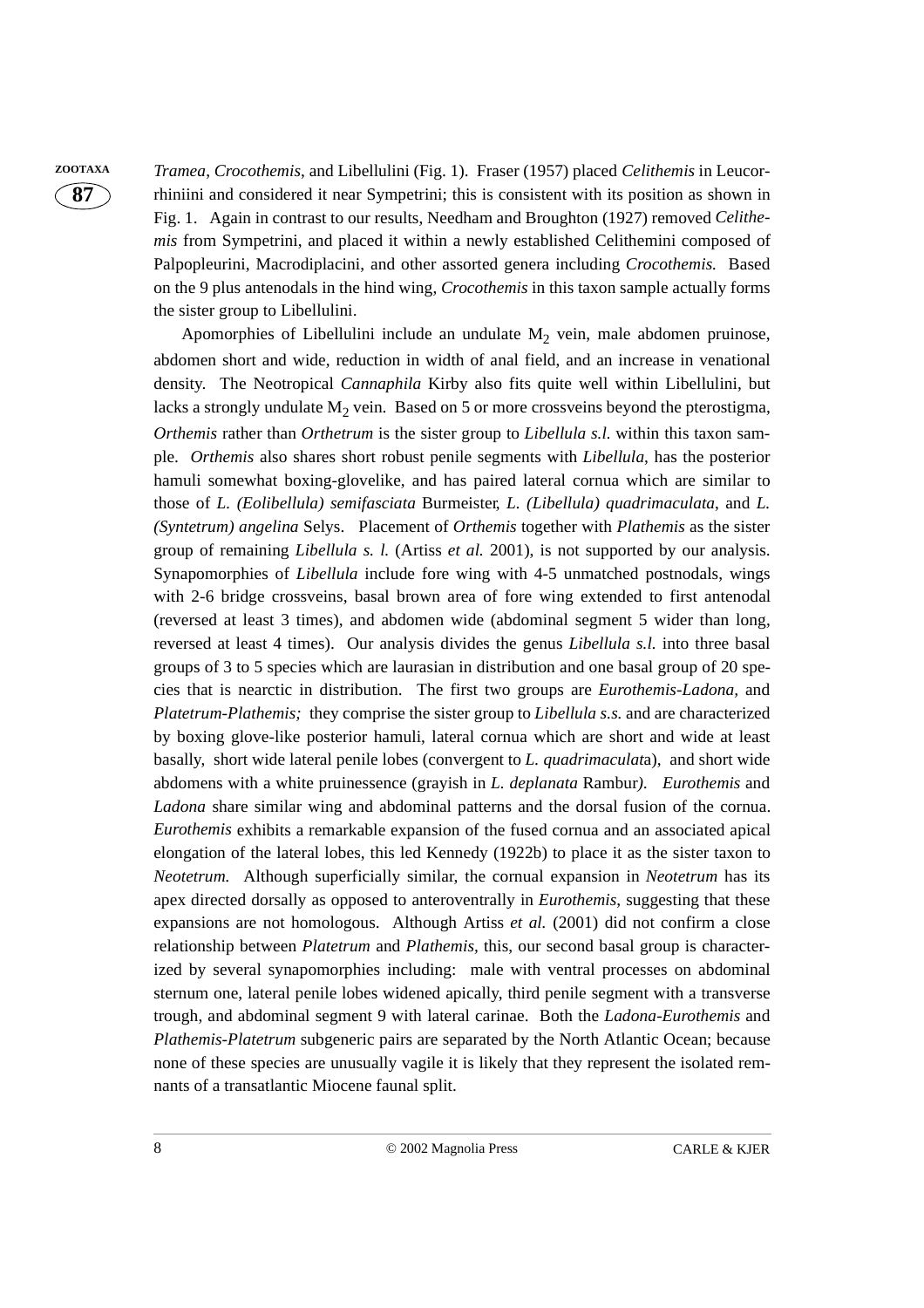*Tramea*, *Crocothemis*, and Libellulini (Fig. 1). Fraser (1957) placed *Celithemis* in Leucorrhiniini and considered it near Sympetrini; this is consistent with its position as shown in Fig. 1. Again in contrast to our results, Needham and Broughton (1927) removed *Celithemis* from Sympetrini, and placed it within a newly established Celithemini composed of Palpopleurini, Macrodiplacini, and other assorted genera including *Crocothemis.* Based on the 9 plus antenodals in the hind wing, *Crocothemis* in this taxon sample actually forms the sister group to Libellulini.

Apomorphies of Libellulini include an undulate $M_2$ vein, male abdomen pruinose, abdomen short and wide, reduction in width of anal field, and an increase in venational density. The Neotropical *Cannaphila* Kirby also fits quite well within Libellulini, but lacks a strongly undulate $M_2$ vein. Based on 5 or more crossveins beyond the pterostigma, *Orthemis* rather than *Orthetrum* is the sister group to *Libellula s.l.* within this taxon sample. *Orthemis* also shares short robust penile segments with *Libellula*, has the posterior hamuli somewhat boxing-glovelike, and has paired lateral cornua which are similar to those of *L. (Eolibellula) semifasciata* Burmeister, *L. (Libellula) quadrimaculata*, and *L. (Syntetrum) angelina* Selys. Placement of *Orthemis* together with *Plathemis* as the sister group of remaining *Libellula s. l.* (Artiss *et al.* 2001), is not supported by our analysis. Synapomorphies of *Libellula* include fore wing with 4-5 unmatched postnodals, wings with 2-6 bridge crossveins, basal brown area of fore wing extended to first antenodal (reversed at least 3 times), and abdomen wide (abdominal segment 5 wider than long, reversed at least 4 times). Our analysis divides the genus *Libellula s.l.* into three basal groups of 3 to 5 species which are laurasian in distribution and one basal group of 20 species that is nearctic in distribution. The first two groups are *Eurothemis-Ladona*, and *Platetrum-Plathemis;* they comprise the sister group to *Libellula s.s.* and are characterized by boxing glove-like posterior hamuli, lateral cornua which are short and wide at least basally, short wide lateral penile lobes (convergent to *L. quadrimaculat*a), and short wide abdomens with a white pruinessence (grayish in *L. deplanata* Rambur*)*. *Eurothemis* and *Ladona* share similar wing and abdominal patterns and the dorsal fusion of the cornua. *Eurothemis* exhibits a remarkable expansion of the fused cornua and an associated apical elongation of the lateral lobes, this led Kennedy (1922b) to place it as the sister taxon to *Neotetrum.* Although superficially similar, the cornual expansion in *Neotetrum* has its apex directed dorsally as opposed to anteroventrally in *Eurothemis*, suggesting that these expansions are not homologous. Although Artiss *et al.* (2001) did not confirm a close relationship between *Platetrum* and *Plathemis*, this, our second basal group is characterized by several synapomorphies including: male with ventral processes on abdominal sternum one, lateral penile lobes widened apically, third penile segment with a transverse trough, and abdominal segment 9 with lateral carinae. Both the *Ladona-Eurothemis* and *Plathemis-Platetrum* subgeneric pairs are separated by the North Atlantic Ocean; because none of these species are unusually vagile it is likely that they represent the isolated remnants of a transatlantic Miocene faunal split.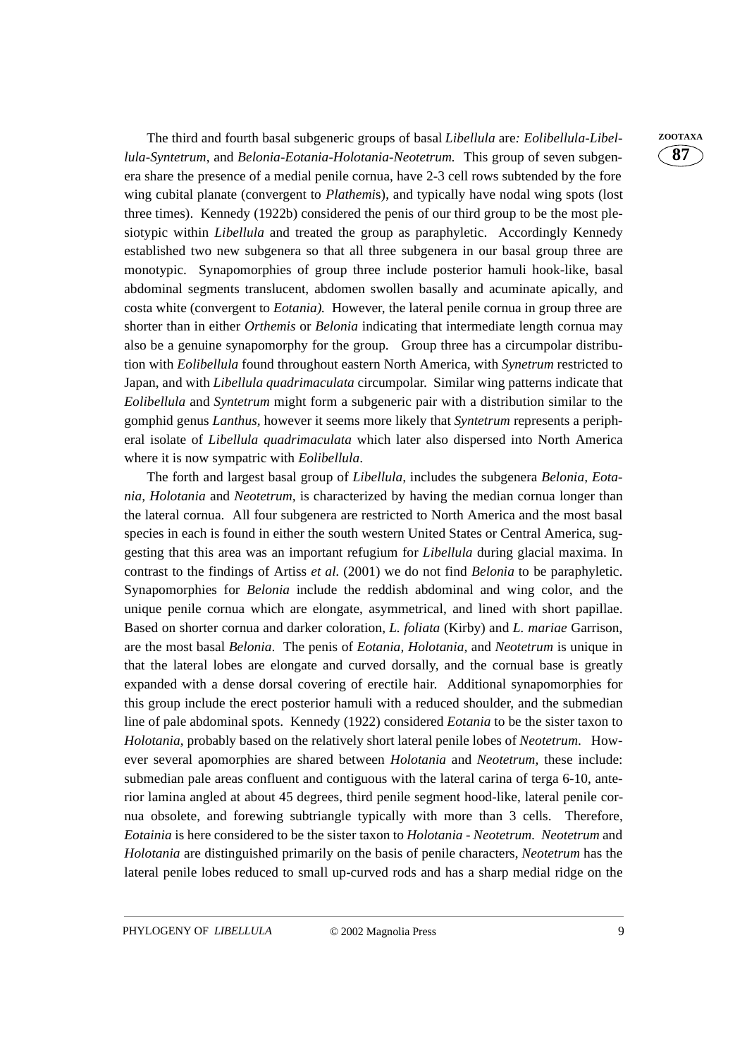The third and fourth basal subgeneric groups of basal *Libellula* are*: Eolibellula-Libellula-Syntetrum*, and *Belonia-Eotania-Holotania-Neotetrum.* This group of seven subgenera share the presence of a medial penile cornua, have 2-3 cell rows subtended by the fore wing cubital planate (convergent to *Plathemi*s), and typically have nodal wing spots (lost three times). Kennedy (1922b) considered the penis of our third group to be the most plesiotypic within *Libellula* and treated the group as paraphyletic. Accordingly Kennedy established two new subgenera so that all three subgenera in our basal group three are monotypic. Synapomorphies of group three include posterior hamuli hook-like, basal abdominal segments translucent, abdomen swollen basally and acuminate apically, and costa white (convergent to *Eotania).* However, the lateral penile cornua in group three are shorter than in either *Orthemis* or *Belonia* indicating that intermediate length cornua may also be a genuine synapomorphy for the group. Group three has a circumpolar distribution with *Eolibellula* found throughout eastern North America, with *Synetrum* restricted to Japan, and with *Libellula quadrimaculata* circumpolar. Similar wing patterns indicate that *Eolibellula* and *Syntetrum* might form a subgeneric pair with a distribution similar to the gomphid genus *Lanthus*, however it seems more likely that *Syntetrum* represents a peripheral isolate of *Libellula quadrimaculata* which later also dispersed into North America where it is now sympatric with *Eolibellula*.

The forth and largest basal group of *Libellula,* includes the subgenera *Belonia, Eotania, Holotania* and *Neotetrum,* is characterized by having the median cornua longer than the lateral cornua. All four subgenera are restricted to North America and the most basal species in each is found in either the south western United States or Central America, suggesting that this area was an important refugium for *Libellula* during glacial maxima. In contrast to the findings of Artiss *et al.* (2001) we do not find *Belonia* to be paraphyletic. Synapomorphies for *Belonia* include the reddish abdominal and wing color, and the unique penile cornua which are elongate, asymmetrical, and lined with short papillae. Based on shorter cornua and darker coloration, *L. foliata* (Kirby) and *L. mariae* Garrison, are the most basal *Belonia*. The penis of *Eotania*, *Holotania*, and *Neotetrum* is unique in that the lateral lobes are elongate and curved dorsally, and the cornual base is greatly expanded with a dense dorsal covering of erectile hair. Additional synapomorphies for this group include the erect posterior hamuli with a reduced shoulder, and the submedian line of pale abdominal spots. Kennedy (1922) considered *Eotania* to be the sister taxon to *Holotania*, probably based on the relatively short lateral penile lobes of *Neotetrum*. However several apomorphies are shared between *Holotania* and *Neotetrum,* these include: submedian pale areas confluent and contiguous with the lateral carina of terga 6-10, anterior lamina angled at about 45 degrees, third penile segment hood-like, lateral penile cornua obsolete, and forewing subtriangle typically with more than 3 cells. Therefore, *Eotainia* is here considered to be the sister taxon to *Holotania - Neotetrum. Neotetrum* and *Holotania* are distinguished primarily on the basis of penile characters, *Neotetrum* has the lateral penile lobes reduced to small up-curved rods and has a sharp medial ridge on the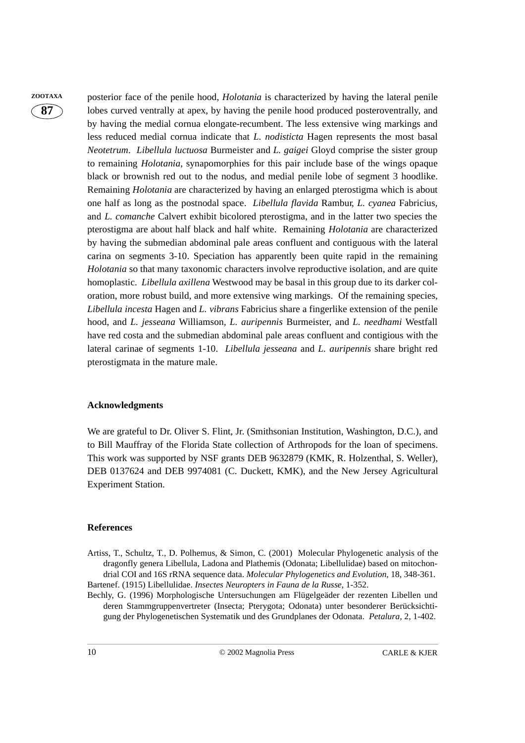posterior face of the penile hood, *Holotania* is characterized by having the lateral penile lobes curved ventrally at apex, by having the penile hood produced posteroventrally, and by having the medial cornua elongate-recumbent. The less extensive wing markings and less reduced medial cornua indicate that *L. nodisticta* Hagen represents the most basal *Neotetrum*. *Libellula luctuosa* Burmeister and *L. gaigei* Gloyd comprise the sister group to remaining *Holotania*, synapomorphies for this pair include base of the wings opaque black or brownish red out to the nodus, and medial penile lobe of segment 3 hoodlike. Remaining *Holotania* are characterized by having an enlarged pterostigma which is about one half as long as the postnodal space. *Libellula flavida* Rambur, *L. cyanea* Fabricius, and *L. comanche* Calvert exhibit bicolored pterostigma, and in the latter two species the pterostigma are about half black and half white. Remaining *Holotania* are characterized by having the submedian abdominal pale areas confluent and contiguous with the lateral carina on segments 3-10. Speciation has apparently been quite rapid in the remaining *Holotania* so that many taxonomic characters involve reproductive isolation, and are quite homoplastic. *Libellula axillena* Westwood may be basal in this group due to its darker coloration, more robust build, and more extensive wing markings. Of the remaining species, *Libellula incesta* Hagen and *L. vibrans* Fabricius share a fingerlike extension of the penile hood, and *L. jesseana* Williamson, *L. auripennis* Burmeister, and *L. needhami* Westfall have red costa and the submedian abdominal pale areas confluent and contigious with the lateral carinae of segments 1-10. *Libellula jesseana* and *L. auripennis* share bright red pterostigmata in the mature male.

## Acknowledgments

We are grateful to Dr. Oliver S. Flint, Jr. (Smithsonian Institution, Washington, D.C.), and to Bill Mauffray of the Florida State collection of Arthropods for the loan of specimens. This work was supported by NSF grants DEB 9632879 (KMK, R. Holzenthal, S. Weller), DEB 0137624 and DEB 9974081 (C. Duckett, KMK), and the New Jersey Agricultural Experiment Station.

## References

Artiss, T., Schultz, T., D. Polhemus, & Simon, C. (2001) Molecular Phylogenetic analysis of the dragonfly genera Libellula, Ladona and Plathemis (Odonata; Libellulidae) based on mitochondrial COI and 16S rRNA sequence data. *Molecular Phylogenetics and Evolution*, 18, 348-361.

Bartenef. (1915) Libellulidae. *Insectes Neuropters in Fauna de la Russe*, 1-352.

Bechly, G. (1996) Morphologische Untersuchungen am Flügelgeäder der rezenten Libellen und deren Stammgruppenvertreter (Insecta; Pterygota; Odonata) unter besonderer Berücksichtigung der Phylogenetischen Systematik und des Grundplanes der Odonata. *Petalura*, 2, 1-402.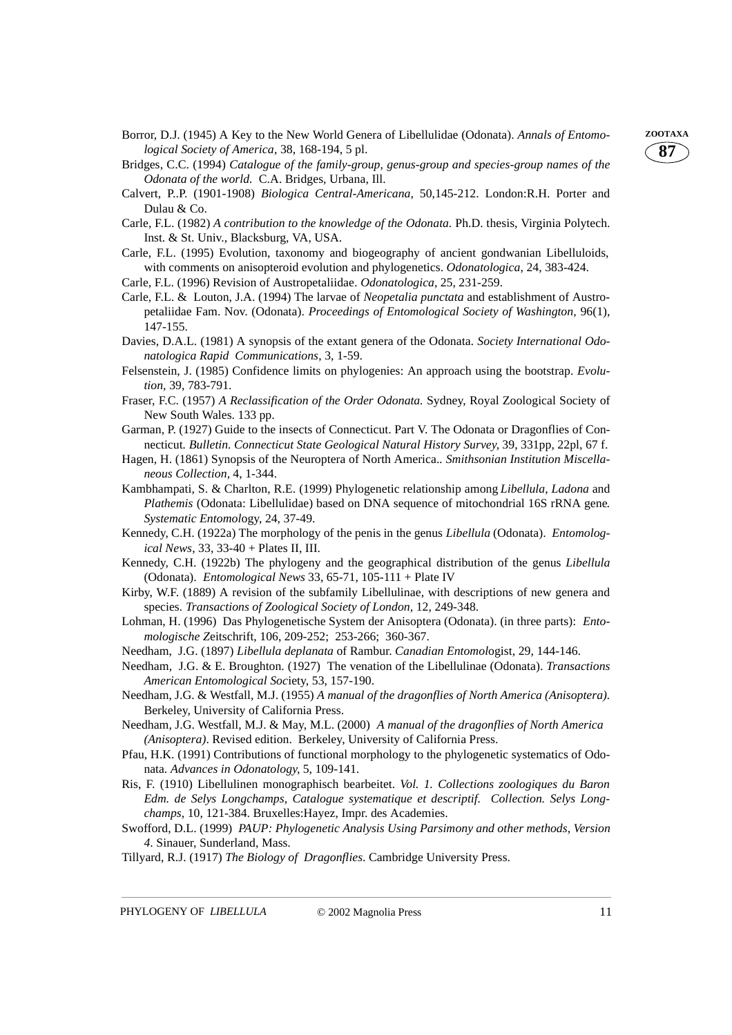Borror, D.J. (1945) A Key to the New World Genera of Libellulidae (Odonata). *Annals of Entomological Society of America*, 38, 168-194, 5 pl.

Bridges, C.C. (1994) *Catalogue of the family-group, genus-group and species-group names of the Odonata of the world.* C.A. Bridges, Urbana, Ill.

Calvert, P..P. (1901-1908) *Biologica Central-Americana*, 50,145-212. London:R.H. Porter and Dulau & Co.

Carle, F.L. (1982) *A contribution to the knowledge of the Odonata.* Ph.D. thesis, Virginia Polytech. Inst. & St. Univ., Blacksburg, VA, USA.

Carle, F.L. (1995) Evolution, taxonomy and biogeography of ancient gondwanian Libelluloids, with comments on anisopteroid evolution and phylogenetics. *Odonatologica*, 24, 383-424.

Carle, F.L. (1996) Revision of Austropetaliidae. *Odonatologica*, 25, 231-259.

Carle, F.L. & Louton, J.A. (1994) The larvae of *Neopetalia punctata* and establishment of Austropetaliidae Fam. Nov. (Odonata). *Proceedings of Entomological Society of Washington*, 96(1), 147-155.

Davies, D.A.L. (1981) A synopsis of the extant genera of the Odonata. *Society International Odonatologica Rapid Communications*, 3, 1-59.

Felsenstein, J. (1985) Confidence limits on phylogenies: An approach using the bootstrap. *Evolution*, 39, 783-791.

Fraser, F.C. (1957) *A Reclassification of the Order Odonata.* Sydney, Royal Zoological Society of New South Wales. 133 pp.

Garman, P. (1927) Guide to the insects of Connecticut. Part V. The Odonata or Dragonflies of Connecticut. *Bulletin. Connecticut State Geological Natural History Survey*, 39, 331pp, 22pl, 67 f.

Hagen, H. (1861) Synopsis of the Neuroptera of North America.. *Smithsonian Institution Miscellaneous Collection*, 4, 1-344.

Kambhampati, S. & Charlton, R.E. (1999) Phylogenetic relationship among *Libellula*, *Ladona* and *Plathemis* (Odonata: Libellulidae) based on DNA sequence of mitochondrial 16S rRNA gene. *Systematic Entomology*, 24, 37-49.

Kennedy, C.H. (1922a) The morphology of the penis in the genus *Libellula* (Odonata). *Entomological News*, 33, 33-40 + Plates II, III.

Kennedy, C.H. (1922b) The phylogeny and the geographical distribution of the genus *Libellula* (Odonata). *Entomological News* 33, 65-71, 105-111 + Plate IV

Kirby, W.F. (1889) A revision of the subfamily Libellulinae, with descriptions of new genera and species. *Transactions of Zoological Society of London*, 12, 249-348.

Lohman, H. (1996) Das Phylogenetische System der Anisoptera (Odonata). (in three parts): *Entomologische Zeitschrift*, 106, 209-252; 253-266; 360-367.

Needham, J.G. (1897) *Libellula deplanata* of Rambur. *Canadian Entomologist*, 29, 144-146.

Needham, J.G. & E. Broughton. (1927) The venation of the Libellulinae (Odonata). *Transactions American Entomological Society*, 53, 157-190.

Needham, J.G. & Westfall, M.J. (1955) *A manual of the dragonflies of North America (Anisoptera).* Berkeley, University of California Press.

Needham, J.G. Westfall, M.J. & May, M.L. (2000) *A manual of the dragonflies of North America (Anisoptera)*. Revised edition. Berkeley, University of California Press.

Pfau, H.K. (1991) Contributions of functional morphology to the phylogenetic systematics of Odonata. *Advances in Odonatology*, 5, 109-141.

Ris, F. (1910) Libellulinen monographisch bearbeitet. *Vol. 1. Collections zoologiques du Baron Edm. de Selys Longchamps, Catalogue systematique et descriptif. Collection. Selys Longchamps*, 10, 121-384. Bruxelles:Hayez, Impr. des Academies.

Swofford, D.L. (1999) *PAUP: Phylogenetic Analysis Using Parsimony and other methods, Version 4*. Sinauer, Sunderland, Mass.

Tillyard, R.J. (1917) *The Biology of Dragonflies*. Cambridge University Press.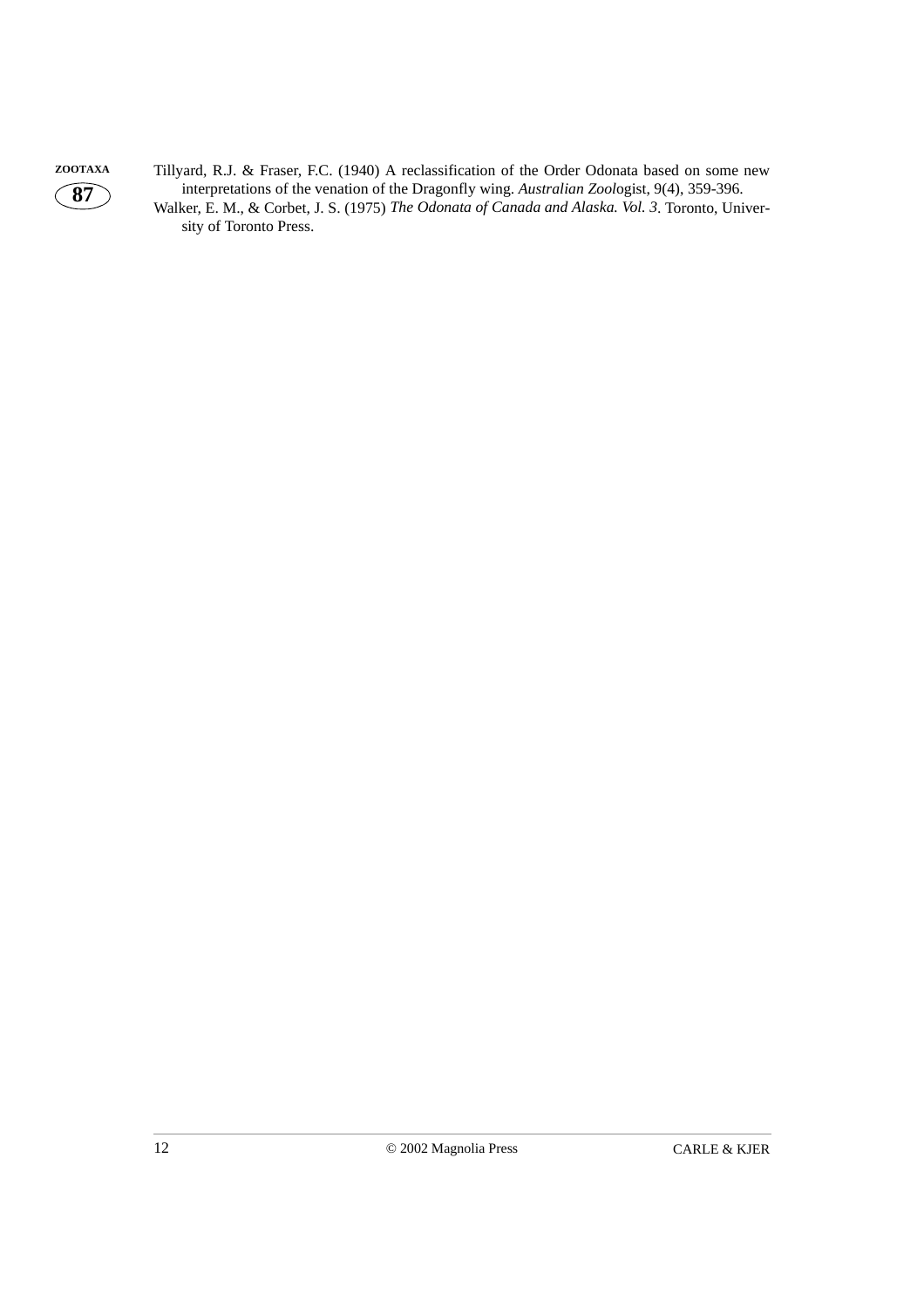Tillyard, R.J. & Fraser, F.C. (1940) A reclassification of the Order Odonata based on some new interpretations of the venation of the Dragonfly wing. *Australian Zool*ogist, 9(4), 359-396.

Walker, E. M., & Corbet, J. S. (1975) *The Odonata of Canada and Alaska. Vol. 3*. Toronto, University of Toronto Press.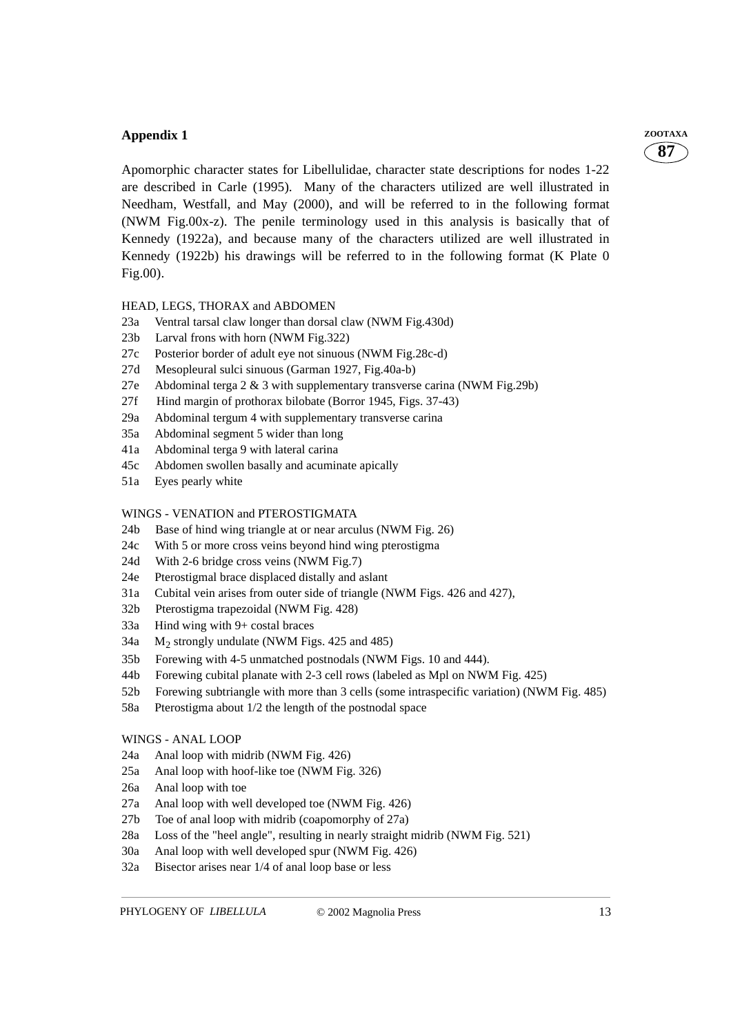## Appendix 1

Apomorphic character states for Libellulidae, character state descriptions for nodes 1-22 are described in Carle (1995). Many of the characters utilized are well illustrated in Needham, Westfall, and May (2000), and will be referred to in the following format (NWM Fig.00x-z). The penile terminology used in this analysis is basically that of Kennedy (1922a), and because many of the characters utilized are well illustrated in Kennedy (1922b) his drawings will be referred to in the following format (K Plate 0 Fig.00).

HEAD, LEGS, THORAX and ABDOMEN

- 23a Ventral tarsal claw longer than dorsal claw (NWM Fig.430d)
- 23b Larval frons with horn (NWM Fig.322)
- 27c Posterior border of adult eye not sinuous (NWM Fig.28c-d)
- 27d Mesopleural sulci sinuous (Garman 1927, Fig.40a-b)
- 27e Abdominal terga 2 & 3 with supplementary transverse carina (NWM Fig.29b)
- 27f Hind margin of prothorax bilobate (Borror 1945, Figs. 37-43)
- 29a Abdominal tergum 4 with supplementary transverse carina
- 35a Abdominal segment 5 wider than long
- 41a Abdominal terga 9 with lateral carina
- 45c Abdomen swollen basally and acuminate apically
- 51a Eyes pearly white

WINGS - VENATION and PTEROSTIGMATA

- 24b Base of hind wing triangle at or near arculus (NWM Fig. 26)
- 24c With 5 or more cross veins beyond hind wing pterostigma
- 24d With 2-6 bridge cross veins (NWM Fig.7)
- 24e Pterostigmal brace displaced distally and aslant
- 31a Cubital vein arises from outer side of triangle (NWM Figs. 426 and 427),
- 32b Pterostigma trapezoidal (NWM Fig. 428)
- 33a Hind wing with 9+ costal braces
- 34a $M_2$ strongly undulate (NWM Figs. 425 and 485)
- 35b Forewing with 4-5 unmatched postnodals (NWM Figs. 10 and 444).
- 44b Forewing cubital planate with 2-3 cell rows (labeled as Mpl on NWM Fig. 425)
- 52b Forewing subtriangle with more than 3 cells (some intraspecific variation) (NWM Fig. 485)
- 58a Pterostigma about 1/2 the length of the postnodal space

WINGS - ANAL LOOP

- 24a Anal loop with midrib (NWM Fig. 426)
- 25a Anal loop with hoof-like toe (NWM Fig. 326)
- 26a Anal loop with toe
- 27a Anal loop with well developed toe (NWM Fig. 426)
- 27b Toe of anal loop with midrib (coapomorphy of 27a)
- 28a Loss of the "heel angle", resulting in nearly straight midrib (NWM Fig. 521)
- 30a Anal loop with well developed spur (NWM Fig. 426)
- 32a Bisector arises near 1/4 of anal loop base or less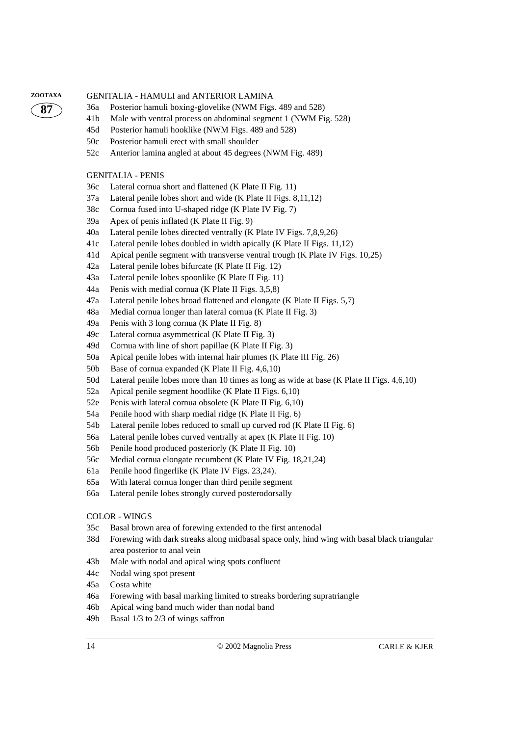GENITALIA - HAMULI and ANTERIOR LAMINA

36a Posterior hamuli boxing-glovelike (NWM Figs. 489 and 528)
41b Male with ventral process on abdominal segment 1 (NWM Fig. 528)
45d Posterior hamuli hooklike (NWM Figs. 489 and 528)
50c Posterior hamuli erect with small shoulder
52c Anterior lamina angled at about 45 degrees (NWM Fig. 489)

GENITALIA - PENIS

36c Lateral cornua short and flattened (K Plate II Fig. 11)
37a Lateral penile lobes short and wide (K Plate II Figs. 8,11,12)
38c Cornua fused into U-shaped ridge (K Plate IV Fig. 7)
39a Apex of penis inflated (K Plate II Fig. 9)
40a Lateral penile lobes directed ventrally (K Plate IV Figs. 7,8,9,26)
41c Lateral penile lobes doubled in width apically (K Plate II Figs. 11,12)
41d Apical penile segment with transverse ventral trough (K Plate IV Figs. 10,25)
42a Lateral penile lobes bifurcate (K Plate II Fig. 12)
43a Lateral penile lobes spoonlike (K Plate II Fig. 11)
44a Penis with medial cornua (K Plate II Figs. 3,5,8)
47a Lateral penile lobes broad flattened and elongate (K Plate II Figs. 5,7)
48a Medial cornua longer than lateral cornua (K Plate II Fig. 3)
49a Penis with 3 long cornua (K Plate II Fig. 8)
49c Lateral cornua asymmetrical (K Plate II Fig. 3)
49d Cornua with line of short papillae (K Plate II Fig. 3)
50a Apical penile lobes with internal hair plumes (K Plate III Fig. 26)
50b Base of cornua expanded (K Plate II Fig. 4,6,10)
50d Lateral penile lobes more than 10 times as long as wide at base (K Plate II Figs. 4,6,10)
52a Apical penile segment hoodlike (K Plate II Figs. 6,10)
52e Penis with lateral cornua obsolete (K Plate II Fig. 6,10)
54a Penile hood with sharp medial ridge (K Plate II Fig. 6)
54b Lateral penile lobes reduced to small up curved rod (K Plate II Fig. 6)
56a Lateral penile lobes curved ventrally at apex (K Plate II Fig. 10)
56b Penile hood produced posteriorly (K Plate II Fig. 10)
56c Medial cornua elongate recumbent (K Plate IV Fig. 18,21,24)
61a Penile hood fingerlike (K Plate IV Figs. 23,24).
65a With lateral cornua longer than third penile segment
66a Lateral penile lobes strongly curved posterodorsally

COLOR - WINGS

35c Basal brown area of forewing extended to the first antenodal
38d Forewing with dark streaks along midbasal space only, hind wing with basal black triangular area posterior to anal vein
43b Male with nodal and apical wing spots confluent
44c Nodal wing spot present
45a Costa white
46a Forewing with basal marking limited to streaks bordering supratriangle
46b Apical wing band much wider than nodal band
49b Basal 1/3 to 2/3 of wings saffron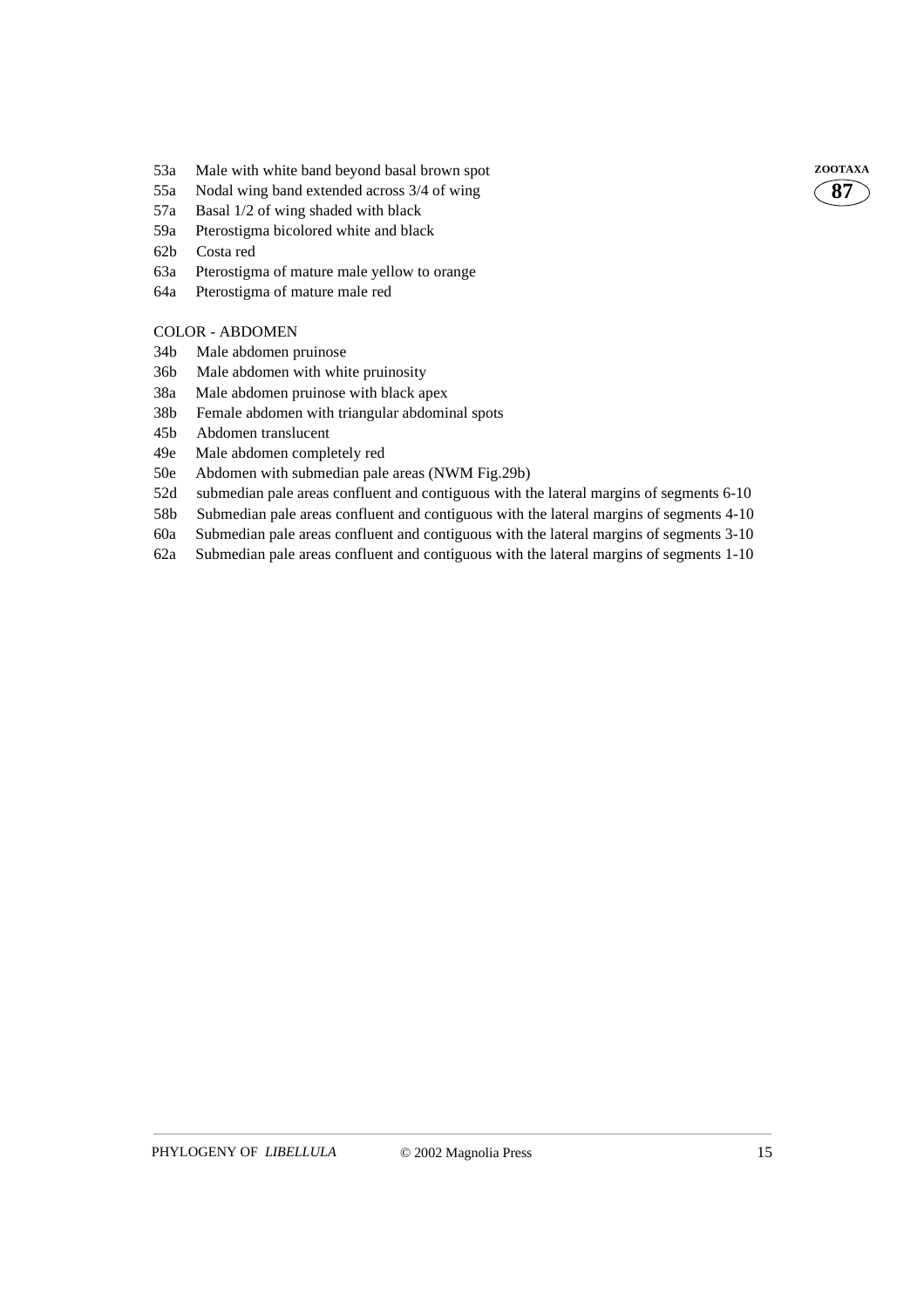53a Male with white band beyond basal brown spot
55a Nodal wing band extended across 3/4 of wing
57a Basal 1/2 of wing shaded with black
59a Pterostigma bicolored white and black
62b Costa red
63a Pterostigma of mature male yellow to orange
64a Pterostigma of mature male red

COLOR - ABDOMEN

34b Male abdomen pruinose
36b Male abdomen with white pruinosity
38a Male abdomen pruinose with black apex
38b Female abdomen with triangular abdominal spots
45b Abdomen translucent
49e Male abdomen completely red
50e Abdomen with submedian pale areas (NWM Fig.29b)
52d submedian pale areas confluent and contiguous with the lateral margins of segments 6-10
58b Submedian pale areas confluent and contiguous with the lateral margins of segments 4-10
60a Submedian pale areas confluent and contiguous with the lateral margins of segments 3-10
62a Submedian pale areas confluent and contiguous with the lateral margins of segments 1-10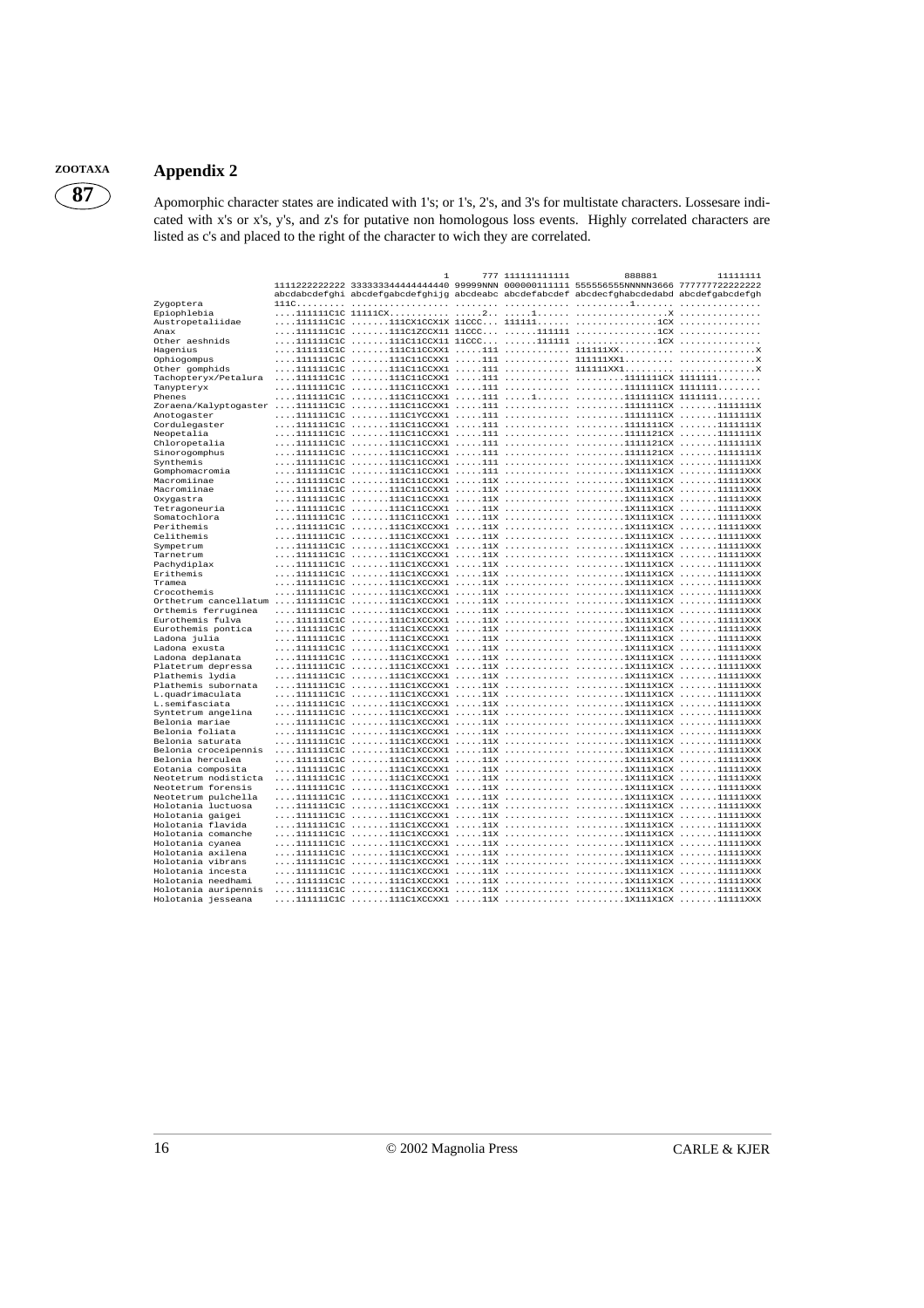## Appendix 2

Apomorphic character states are indicated with 1's; or 1's, 2's, and 3's for multistate characters. Lossesare indicated with x's or x's, y's, and z's for putative non homologous loss events. Highly correlated characters are listed as c's and placed to the right of the character to wich they are correlated.

```
                                            1      777 111111111111          888881         11111111
                      1111222222222 333333344444444440 99999NNN 000000111111 555556555NNNNN3666 777777722222222
                      abcdabcdefghi abcdefgabcdefghijg abcdeabc abcdefabcdef abcdecfghabcdedabd abcdefgabcdefgh
Zygoptera             111C......... .................. ........ ............ ..........1....... ...............
Epiophlebia           ....111111C1C 11111CX........... .....2.. .....1...... .................X ...............
Austropetaliidae      ....111111C1C .......111CX1CCX1X 11CCC... 111111...... ...............1CX ...............
Anax                  ....111111C1C .......111C1ZCCX11 11CCC... ......111111 ...............1CX ...............
Other aeshnids        ....111111C1C .......111C1ICCX11 11CCC... ......111111 ...............1CX ...............
Hagenius              ....111111C1C .......111C11CCXX1 .....111 ............ 111111XX.......... ..............X
Ophiogompus           ....111111C1C .......111C11CCXX1 .....111 ............ 111111XX1......... ..............X
Other gomphids        ....111111C1C .......111C11CCXX1 .....111 ............ 111111XX1......... ..............X
Tachopteryx/Petalura  ....111111C1C .......111C11CCXX1 .....111 ............ .........1111111CX 1111111........
Tanypteryx            ....111111C1C .......111C11CCXX1 .....111 ............ .........1111111CX 1111111........
Phenes                ....111111C1C .......111C11CCXX1 .....111 .....1...... .........1111111CX 1111111........
Zoraena/Kalyptogaster ....111111C1C .......111C11CCXX1 .....111 ............ .........1111111CX .......1111111X
Anotogaster           ....111111C1C .......111C1YCCXX1 .....111 ............ .........1111111CX .......1111111X
Cordulegaster         ....111111C1C .......111C11CCXX1 .....111 ............ .........1111111CX .......1111111X
Neopetalia            ....111111C1C .......111C11CCXX1 .....111 ............ .........1111121CX .......1111111X
Chloropetalia         ....111111C1C .......111C11CCXX1 .....111 ............ .........1111121CX .......1111111X
Sinorogomphus         ....111111C1C .......111C11CCXX1 .....111 ............ .........1111121CX .......1111111X
Synthemis             ....111111C1C .......111C11CCXX1 .....111 ............ .........1X111X1CX .......111111XX
Gomphomacromia        ....111111C1C .......111C11CCXX1 .....111 ............ .........1X111X1CX .......11111XXX
Macromiinae           ....111111C1C .......111C11CCXX1 .....11X ............ .........1X111X1CX .......11111XXX
Macromiinae           ....111111C1C .......111C11CCXX1 .....11X ............ .........1X111X1CX .......11111XXX
Oxygastra             ....111111C1C .......111C11CCXX1 .....11X ............ .........1X111X1CX .......11111XXX
Tetragoneuria         ....111111C1C .......111C11CCXX1 .....11X ............ .........1X111X1CX .......11111XXX
Somatochlora          ....111111C1C .......111C11CCXX1 .....11X ............ .........1X111X1CX .......11111XXX
Perithemis            ....111111C1C .......111C1XCCXX1 .....11X ............ .........1X111X1CX .......11111XXX
Celithemis            ....111111C1C .......111C1XCCXX1 .....11X ............ .........1X111X1CX .......11111XXX
Sympetrum             ....111111C1C .......111C1XCCXX1 .....11X ............ .........1X111X1CX .......11111XXX
Tarnetrum             ....111111C1C .......111C1XCCXX1 .....11X ............ .........1X111X1CX .......11111XXX
Pachydiplax           ....111111C1C .......111C1XCCXX1 .....11X ............ .........1X111X1CX .......11111XXX
Erithemis             ....111111C1C .......111C1XCCXX1 .....11X ............ .........1X111X1CX .......11111XXX
Tramea                ....111111C1C .......111C1XCCXX1 .....11X ............ .........1X111X1CX .......11111XXX
Crocothemis           ....111111C1C .......111C1XCCXX1 .....11X ............ .........1X111X1CX .......11111XXX
Orthetrum cancellatum ....111111C1C .......111C1XCCXX1 .....11X ............ .........1X111X1CX .......11111XXX
Orthemis ferruginea   ....111111C1C .......111C1XCCXX1 .....11X ............ .........1X111X1CX .......11111XXX
Eurothemis fulva      ....111111C1C .......111C1XCCXX1 .....11X ............ .........1X111X1CX .......11111XXX
Eurothemis pontica    ....111111C1C .......111C1XCCXX1 .....11X ............ .........1X111X1CX .......11111XXX
Ladona julia          ....111111C1C .......111C1XCCXX1 .....11X ............ .........1X111X1CX .......11111XXX
Ladona exusta         ....111111C1C .......111C1XCCXX1 .....11X ............ .........1X111X1CX .......11111XXX
Ladona deplanata      ....111111C1C .......111C1XCCXX1 .....11X ............ .........1X111X1CX .......11111XXX
Platetrum depressa    ....111111C1C .......111C1XCCXX1 .....11X ............ .........1X111X1CX .......11111XXX
Plathemis lydia       ....111111C1C .......111C1XCCXX1 .....11X ............ .........1X111X1CX .......11111XXX
Plathemis subornata   ....111111C1C .......111C1XCCXX1 .....11X ............ .........1X111X1CX .......11111XXX
L.quadrimaculata      ....111111C1C .......111C1XCCXX1 .....11X ............ .........1X111X1CX .......11111XXX
L.semifasciata        ....111111C1C .......111C1XCCXX1 .....11X ............ .........1X111X1CX .......11111XXX
Syntetrum angelina    ....111111C1C .......111C1XCCXX1 .....11X ............ .........1X111X1CX .......11111XXX
Belonia mariae        ....111111C1C .......111C1XCCXX1 .....11X ............ .........1X111X1CX .......11111XXX
Belonia foliata       ....111111C1C .......111C1XCCXX1 .....11X ............ .........1X111X1CX .......11111XXX
Belonia saturata      ....111111C1C .......111C1XCCXX1 .....11X ............ .........1X111X1CX .......11111XXX
Belonia croceipennis  ....111111C1C .......111C1XCCXX1 .....11X ............ .........1X111X1CX .......11111XXX
Belonia herculea      ....111111C1C .......111C1XCCXX1 .....11X ............ .........1X111X1CX .......11111XXX
Eotania composita     ....111111C1C .......111C1XCCXX1 .....11X ............ .........1X111X1CX .......11111XXX
Neotetrum nodisticta  ....111111C1C .......111C1XCCXX1 .....11X ............ .........1X111X1CX .......11111XXX
Neotetrum forensis    ....111111C1C .......111C1XCCXX1 .....11X ............ .........1X111X1CX .......11111XXX
Neotetrum pulchella   ....111111C1C .......111C1XCCXX1 .....11X ............ .........1X111X1CX .......11111XXX
Holotania luctuosa    ....111111C1C .......111C1XCCXX1 .....11X ............ .........1X111X1CX .......11111XXX
Holotania gaigei      ....111111C1C .......111C1XCCXX1 .....11X ............ .........1X111X1CX .......11111XXX
Holotania flavida     ....111111C1C .......111C1XCCXX1 .....11X ............ .........1X111X1CX .......11111XXX
Holotania comanche    ....111111C1C .......111C1XCCXX1 .....11X ............ .........1X111X1CX .......11111XXX
Holotania cyanea      ....111111C1C .......111C1XCCXX1 .....11X ............ .........1X111X1CX .......11111XXX
Holotania axilena     ....111111C1C .......111C1XCCXX1 .....11X ............ .........1X111X1CX .......11111XXX
Holotania vibrans     ....111111C1C .......111C1XCCXX1 .....11X ............ .........1X111X1CX .......11111XXX
Holotania incesta     ....111111C1C .......111C1XCCXX1 .....11X ............ .........1X111X1CX .......11111XXX
Holotania needhami    ....111111C1C .......111C1XCCXX1 .....11X ............ .........1X111X1CX .......11111XXX
Holotania auripennis  ....111111C1C .......111C1XCCXX1 .....11X ............ .........1X111X1CX .......11111XXX
Holotania jesseana    ....111111C1C .......111C1XCCXX1 .....11X ............ .........1X111X1CX .......11111XXX
```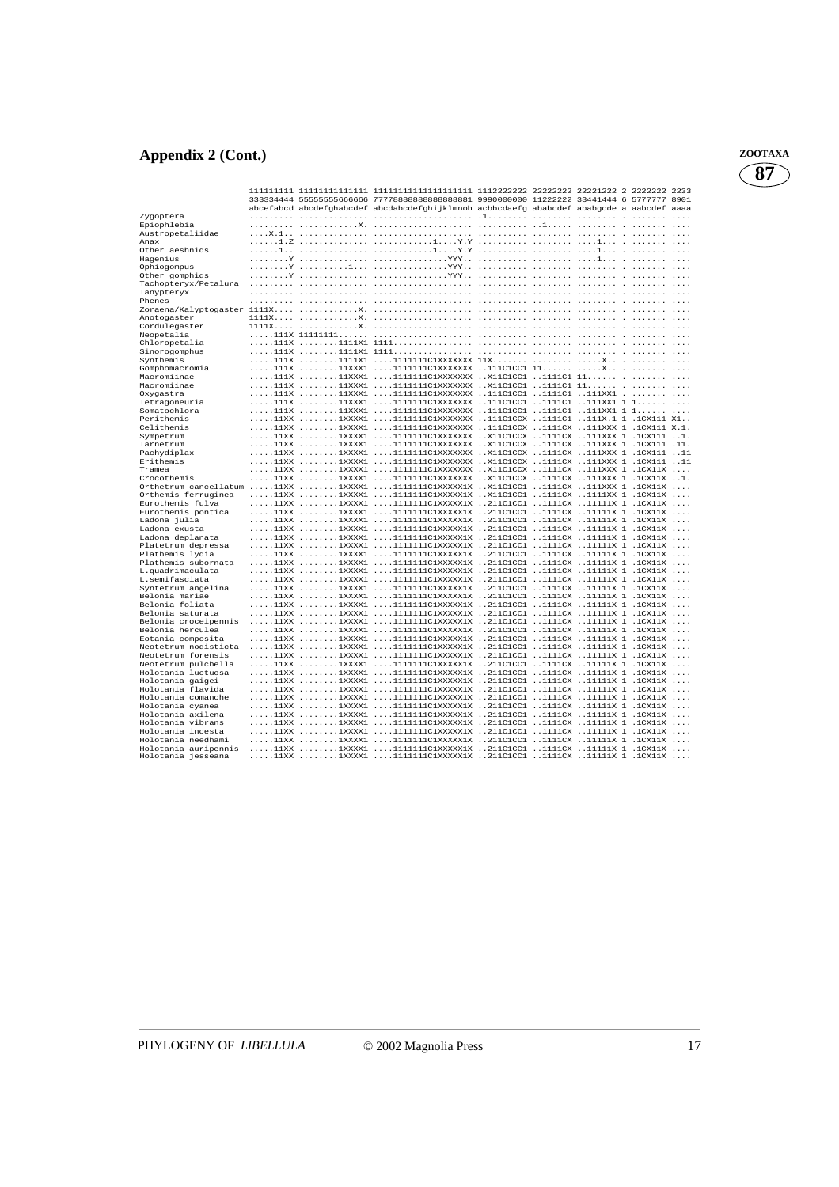## Appendix 2 (Cont.)

```
                      111111111 11111111111111 11111111111111111111 1112222222 22222222 22221222 2 2222222 2233
                      333334444 55555555666666 77778888888888888881 9990000000 11222222 33441444 6 5777777 8901
                      abcefabcd abcdefghabcdef abcdabcdefghijklmnoh acbbcdaefg ababcdef ababgcde a aabcdef aaaa
Zygoptera             ......... .............. .................... .1........ ........ ........ . ....... ....
Epiophlebia           ......... ............X. .................... .......... ..1..... ........ . ....... ....
Austropetaliidae      ....X.1.. .............. .................... .......... ........ ........ . ....... ....
Anax                  ......1.Z .............. ............1....Y.Y .......... ........ ....1... . ....... ....
Other aeshnids        ......1.. .............. ............1....Y.Y .......... ........ ....1... . ....... ....
Hagenius              ........Y .............. ...............YYY.. .......... ........ ....1... . ....... ....
Ophiogompus           ........Y ..........1... ...............YYY.. .......... ........ ........ . ....... ....
Other gomphids        ........Y .............. ...............YYY.. .......... ........ ........ . ....... ....
Tachopteryx/Petalura  ......... .............. .................... .......... ........ ........ . ....... ....
Tanypteryx            ......... .............. .................... .......... ........ ........ . ....... ....
Phenes                ......... .............. .................... .......... ........ ........ . ....... ....
Zoraena/Kalyptogaster 1111X.... ............X. .................... .......... ........ ........ . ....... ....
Anotogaster           1111X.... ............X. .................... .......... ........ ........ . ....... ....
Cordulegaster         1111X.... ............X. .................... .......... ........ ........ . ....... ....
Neopetalia            .....111X 11111111...... .................... .......... ........ ........ . ....... ....
Chloropetalia         .....111X ........1111X1 1111................ .......... ........ ........ . ....... ....
Sinorogomphus         .....111X ........1111X1 1111................ .......... ........ ........ . ....... ....
Synthemis             .....111X ........1111X1 ....1111111C1XXXXXXX 11X....... ........ .....X.. . ....... ....
Gomphomacromia        .....111X ........11XXX1 ....1111111C1XXXXXXX ..111C1CC1 11...... .....X.. . ....... ....
Macromiinae           .....111X ........11XXX1 ....1111111C1XXXXXXX ..X11C1CC1 ..1111C1 11...... . ....... ....
Macromiinae           .....111X ........11XXX1 ....1111111C1XXXXXXX ..X11C1CC1 ..1111C1 11...... . ....... ....
Oxygastra             .....111X ........11XXX1 ....1111111C1XXXXXXX ..111C1CC1 ..1111C1 ..111XX1 . ....... ....
Tetragoneuria         .....111X ........11XXX1 ....1111111C1XXXXXXX ..111C1CC1 ..1111C1 ..111XX1 1 1...... ....
Somatochlora          .....111X ........11XXX1 ....1111111C1XXXXXXX ..111C1CC1 ..1111C1 ..111XX1 1 1...... ....
Perithemis            .....11XX ........1XXXX1 ....1111111C1XXXXXXX ..111C1CCX ..1111C1 ..111X.1 1 .1CX111 X1..
Celithemis            .....11XX ........1XXXX1 ....1111111C1XXXXXXX ..111C1CCX ..1111CX ..111XXX 1 .1CX111 X.1.
Sympetrum             .....11XX ........1XXXX1 ....1111111C1XXXXXXX ..X11C1CCX ..1111CX ..111XXX 1 .1CX111 ..1.
Tarnetrum             .....11XX ........1XXXX1 ....1111111C1XXXXXXX ..X11C1CCX ..1111CX ..111XXX 1 .1CX111 .11.
Pachydiplax           .....11XX ........1XXXX1 ....1111111C1XXXXXXX ..X11C1CCX ..1111CX ..111XXX 1 .1CX111 ..11
Erithemis             .....11XX ........1XXXX1 ....1111111C1XXXXXXX ..X11C1CCX ..1111CX ..111XXX 1 .1CX111 ..11
Tramea                .....11XX ........1XXXX1 ....1111111C1XXXXXXX ..X11C1CCX ..1111CX ..111XXX 1 .1CX11X ....
Crocothemis           .....11XX ........1XXXX1 ....1111111C1XXXXXXX ..X11C1CCX ..1111CX ..111XXX 1 .1CX11X ..1.
Orthetrum cancellatum .....11XX ........1XXXX1 ....1111111C1XXXXX1X ..X11C1CC1 ..1111CX ..111XXX 1 .1CX11X ....
Orthemis ferruginea   .....11XX ........1XXXX1 ....1111111C1XXXXX1X ..X11C1CC1 ..1111CX ..1111XX 1 .1CX11X ....
Eurothemis fulva      .....11XX ........1XXXX1 ....1111111C1XXXXX1X ..211C1CC1 ..1111CX ..11111X 1 .1CX11X ....
Eurothemis pontica    .....11XX ........1XXXX1 ....1111111C1XXXXX1X ..211C1CC1 ..1111CX ..11111X 1 .1CX11X ....
Ladona julia          .....11XX ........1XXXX1 ....1111111C1XXXXX1X ..211C1CC1 ..1111CX ..11111X 1 .1CX11X ....
Ladona exusta         .....11XX ........1XXXX1 ....1111111C1XXXXX1X ..211C1CC1 ..1111CX ..11111X 1 .1CX11X ....
Ladona deplanata      .....11XX ........1XXXX1 ....1111111C1XXXXX1X ..211C1CC1 ..1111CX ..11111X 1 .1CX11X ....
Platetrum depressa    .....11XX ........1XXXX1 ....1111111C1XXXXX1X ..211C1CC1 ..1111CX ..11111X 1 .1CX11X ....
Plathemis lydia       .....11XX ........1XXXX1 ....1111111C1XXXXX1X ..211C1CC1 ..1111CX ..11111X 1 .1CX11X ....
Plathemis subornata   .....11XX ........1XXXX1 ....1111111C1XXXXX1X ..211C1CC1 ..1111CX ..11111X 1 .1CX11X ....
L.quadrimaculata      .....11XX ........1XXXX1 ....1111111C1XXXXX1X ..211C1CC1 ..1111CX ..11111X 1 .1CX11X ....
L.semifasciata        .....11XX ........1XXXX1 ....1111111C1XXXXX1X ..211C1CC1 ..1111CX ..11111X 1 .1CX11X ....
Syntetrum angelina    .....11XX ........1XXXX1 ....1111111C1XXXXX1X ..211C1CC1 ..1111CX ..11111X 1 .1CX11X ....
Belonia mariae        .....11XX ........1XXXX1 ....1111111C1XXXXX1X ..211C1CC1 ..1111CX ..11111X 1 .1CX11X ....
Belonia foliata       .....11XX ........1XXXX1 ....1111111C1XXXXX1X ..211C1CC1 ..1111CX ..11111X 1 .1CX11X ....
Belonia saturata      .....11XX ........1XXXX1 ....1111111C1XXXXX1X ..211C1CC1 ..1111CX ..11111X 1 .1CX11X ....
Belonia croceipennis  .....11XX ........1XXXX1 ....1111111C1XXXXX1X ..211C1CC1 ..1111CX ..11111X 1 .1CX11X ....
Belonia herculea      .....11XX ........1XXXX1 ....1111111C1XXXXX1X ..211C1CC1 ..1111CX ..11111X 1 .1CX11X ....
Eotania composita     .....11XX ........1XXXX1 ....1111111C1XXXXX1X ..211C1CC1 ..1111CX ..11111X 1 .1CX11X ....
Neotetrum nodisticta  .....11XX ........1XXXX1 ....1111111C1XXXXX1X ..211C1CC1 ..1111CX ..11111X 1 .1CX11X ....
Neotetrum forensis    .....11XX ........1XXXX1 ....1111111C1XXXXX1X ..211C1CC1 ..1111CX ..11111X 1 .1CX11X ....
Neotetrum pulchella   .....11XX ........1XXXX1 ....1111111C1XXXXX1X ..211C1CC1 ..1111CX ..11111X 1 .1CX11X ....
Holotania luctuosa    .....11XX ........1XXXX1 ....1111111C1XXXXX1X ..211C1CC1 ..1111CX ..11111X 1 .1CX11X ....
Holotania gaigei      .....11XX ........1XXXX1 ....1111111C1XXXXX1X ..211C1CC1 ..1111CX ..11111X 1 .1CX11X ....
Holotania flavida     .....11XX ........1XXXX1 ....1111111C1XXXXX1X ..211C1CC1 ..1111CX ..11111X 1 .1CX11X ....
Holotania comanche    .....11XX ........1XXXX1 ....1111111C1XXXXX1X ..211C1CC1 ..1111CX ..11111X 1 .1CX11X ....
Holotania cyanea      .....11XX ........1XXXX1 ....1111111C1XXXXX1X ..211C1CC1 ..1111CX ..11111X 1 .1CX11X ....
Holotania axilena     .....11XX ........1XXXX1 ....1111111C1XXXXX1X ..211C1CC1 ..1111CX ..11111X 1 .1CX11X ....
Holotania vibrans     .....11XX ........1XXXX1 ....1111111C1XXXXX1X ..211C1CC1 ..1111CX ..11111X 1 .1CX11X ....
Holotania incesta     .....11XX ........1XXXX1 ....1111111C1XXXXX1X ..211C1CC1 ..1111CX ..11111X 1 .1CX11X ....
Holotania needhami    .....11XX ........1XXXX1 ....1111111C1XXXXX1X ..211C1CC1 ..1111CX ..11111X 1 .1CX11X ....
Holotania auripennis  .....11XX ........1XXXX1 ....1111111C1XXXXX1X ..211C1CC1 ..1111CX ..11111X 1 .1CX11X ....
Holotania jesseana    .....11XX ........1XXXX1 ....1111111C1XXXXX1X ..211C1CC1 ..1111CX ..11111X 1 .1CX11X ....
```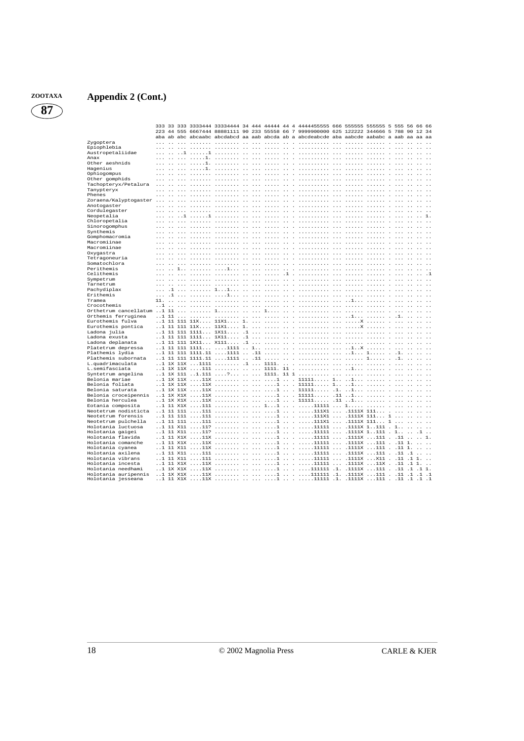## Appendix 2 (Cont.)

```
                      333 33 333 3333444 33334444 34 444 44444 44 4 4444455555 666 555555 555555 5 555 56 66 66
                      223 44 555 6667444 88881111 90 233 55558 66 7 9999900000 625 122222 344666 5 788 90 12 34
                      aba ab abc abcaabc abcdabcd aa aab abcda ab a abcdeabcde aba aabcde aababc a aab aa aa aa
Zygoptera             ... .. ... ....... ........ .. ... ..... .. . .......... ... ...... ...... . ... .. .. ..
Epiophlebia           ... .. ... ....... ........ .. ... ..... .. . .......... ... ...... ...... . ... .. .. ..
Austropetaliidae      ... .. ..1 ......1 ........ .. ... ..... .. . .......... ... ...... ...... . ... .. .. ..
Anax                  ... .. ... .....1. ........ .. ... ..... .. . .......... ... ...... ...... . ... .. .. ..
Other aeshnids        ... .. ... .....1. ........ .. ... ..... .. . .......... ... ...... ...... . ... .. .. ..
Hagenius              ... .. ... .....1. ........ .. ... ..... .. . .......... ... ...... ...... . ... .. .. ..
Ophiogompus           ... .. ... ....... ........ .. ... ..... .. . .......... ... ...... ...... . ... .. .. ..
Other gomphids        ... .. ... ....... ........ .. ... ..... .. . .......... ... ...... ...... . ... .. .. ..
Tachopteryx/Petalura  ... .. ... ....... ........ .. ... ..... .. . .......... ... ...... ...... . ... .. .. ..
Tanypteryx            ... .. ... ....... ........ .. ... ..... .. . .......... ... ...... ...... . ... .. .. ..
Phenes                ... .. ... ....... ........ .. ... ..... .. . .......... ... ...... ...... . ... .. .. ..
Zoraena/Kalyptogaster ... .. ... ....... ........ .. ... ..... .. . .......... ... ...... ...... . ... .. .. ..
Anotogaster           ... .. ... ....... ........ .. ... ..... .. . .......... ... ...... ...... . ... .. .. ..
Cordulegaster         ... .. ... ....... ........ .. ... ..... .. . .......... ... ...... ...... . ... .. .. ..
Neopetalia            ... .. ..1 ......1 ........ .. ... ..... .. . .......... ... ...... ...... . ... .. .. 1.
Chloropetalia         ... .. ... ....... ........ .. ... ..... .. . .......... ... ...... ...... . ... .. .. ..
Sinorogomphus         ... .. ... ....... ........ .. ... ..... .. . .......... ... ...... ...... . ... .. .. ..
Synthemis             ... .. ... ....... ........ .. ... ..... .. . .......... ... ...... ...... . ... .. .. ..
Gomphomacromia        ... .. ... ....... ........ .. ... ..... .. . .......... ... ...... ...... . ... .. .. ..
Macromiinae           ... .. ... ....... ........ .. ... ..... .. . .......... ... ...... ...... . ... .. .. ..
Macromiinae           ... .. ... ....... ........ .. ... ..... .. . .......... ... ...... ...... . ... .. .. ..
Oxygastra             ... .. ... ....... ........ .. ... ..... .. . .......... ... ...... ...... . ... .. .. ..
Tetragoneuria         ... .. ... ....... ........ .. ... ..... .. . .......... ... ...... ...... . ... .. .. ..
Somatochlora          ... .. ... ....... ........ .. ... ..... .. . .......... ... ...... ...... . ... .. .. ..
Perithemis            ... .. 1.. ....... ....1... .. ... ..... .. . .......... ... ...... ...... . ... .. .. ..
Celithemis            ... .. ... ....... ........ .. ... ..... .1 . .......... ... ...... ...... . ... .. .. .1
Sympetrum             ... .. ... ....... ........ .. ... ..... .. . .......... ... ...... ...... . ... .. .. ..
Tarnetrum             ... .. ... ....... ........ .. ... ..... .. . .......... ... ...... ...... . ... .. .. ..
Pachydiplax           ... .1 ... ....... 1...1... .. ... ..... .. . .......... ... ...... ...... . ... .. .. ..
Erithemis             ... .1 ... ....... ....1... .. ... ..... .. . .......... ... ...... ...... . ... .. .. ..
Tramea                11. .. ... ....... ........ .. ... ..... .. . .......... ... ..1... ...... . ... .. .. ..
Crocothemis           ..1 .. ... ....... ........ .. ... ..... .. . .......... ... ...... ...... . ... .. .. ..
Orthetrum cancellatum ..1 11 ... ....... 1....... .. ... 1.... .. . .......... ... ...... ...... . ... .. .. ..
Orthemis ferruginea   ..1 11 ... ....... ........ .. ... ..... .. . .......... ... ..1... ...... . .1. .. .. ..
Eurothemis fulva      ..1 11 111 11X.... 11X1.... 1. ... ..... .. . .......... ... .....X ...... . ... .. .. ..
Eurothemis pontica    ..1 11 111 11X.... 11X1.... 1. ... ..... .. . .......... ... .....X ...... . ... .. .. ..
Ladona julia          ..1 11 111 1111... 1X11.... .1 ... ..... .. . .......... ... ...... ...... . ... .. .. ..
Ladona exusta         ..1 11 111 1111... 1X11.... .1 ... ..... .. . .......... ... ...... ...... . ... .. .. ..
Ladona deplanata      ..1 11 111 1X11... X111.... .1 ... ..... .. . .......... ... ...... ...... . ... .. .. ..
Platetrum depressa    ..1 11 111 1111... ....1111 .. 1.. ..... .. . .......... ... ..1..X ...... . ... .. .. ..
Plathemis lydia       ..1 11 111 1111.11 ....1111 .. .11 ..... .. . .......... ... ..1... 1..... . .1. .. .. ..
Plathemis subornata   ..1 11 111 1111.11 ....1111 .. .11 ..... .. . .......... ... ...... 1..... . .1. .. .. ..
L.quadrimaculata      ..1 1X 11X ...1111 ........ .1 ... 1111. .. . .......... ... ...... ...... . ... .. .. ..
L.semifasciata        ..1 1X 11X ....111 ........ .. ... 1111. 11 . .......... ... ..1... ...... . ... .. .. ..
Syntetrum angelina    ..1 1X 111 ..1.111 ....?... .. ... 1111. 11 1 .......... ... ...... ...... . ... .. .. ..
Belonia mariae        ..1 1X 11X ....11X ........ .. ... ....1 .. . 11111..... 1.. ..1... ...... . ... .. .. ..
Belonia foliata       ..1 1X 11X ....11X ........ .. ... ....1 .. . 11111..... 1.. ..1... ...... . ... .. .. ..
Belonia saturata      ..1 1X 11X ....11X ........ .. ... ....1 .. . 11111..... .1. ..1... ...... . ... .. .. ..
Belonia croceipennis  ..1 1X X1X ....11X ........ .. ... ....1 .. . 11111..... .11 ..1... ...... . ... .. .. ..
Belonia herculea      ..1 1X X1X ....11X ........ .. ... ....1 .. . 11111..... .11 ..1... ...... . ... .. .. ..
Eotania composita     ..1 11 X1X ....111 ........ .. ... 1...1 .. . .....11111 ... 1..... ...... . ... .. .. ..
Neotetrum nodisticta  ..1 11 111 ....111 ........ .. ... ....1 .. . .....111X1 ... .1111X 111... . ... .. .. ..
Neotetrum forensis    ..1 11 111 ....111 ........ .. ... ....1 .. . .....111X1 ... .1111X 111... 1 ... .. .. ..
Neotetrum pulchella   ..1 11 111 ....111 ........ .. ... ....1 .. . .....111X1 ... .1111X 111... 1 ... .. .. ..
Holotania luctuosa    ..1 11 X11 ....11? ........ .. ... ....1 .. . .....11111 ... .1111X 1..111 . 1.. .. .. ..
Holotania gaigei      ..1 11 X11 ....11? ........ .. ... ....1 .. . .....11111 ... .1111X 1..111 . 1.. .. .1 ..
Holotania flavida     ..1 11 X1X ....11X ........ .. ... ....1 .. . .....11111 ... .1111X ...111 . .11 .. .. 1.
Holotania comanche    ..1 11 X1X ....11X ........ .. ... ....1 .. . .....11111 ... .1111X ...111 . .11 1. .. ..
Holotania cyanea      ..1 11 X11 ....11X ........ .. ... ....1 .. . .....11111 ... .1111X ...111 . .11 1. .. ..
Holotania axilena     ..1 11 X11 ....111 ........ .. ... ....1 .. . .....11111 ... .1111X ...111 . .11 .1 .. ..
Holotania vibrans     ..1 11 X11 ....111 ........ .. ... ....1 .. . .....11111 ... .1111X ...X11 . .11 .1 1. ..
Holotania incesta     ..1 11 X1X ....11X ........ .. ... ....1 .. . .....11111 ... .1111X ...11X . .11 .1 1. ..
Holotania needhami    ..1 1X X1X ....11X ........ .. ... ....1 .. . ....111111 .1. .1111X ...111 . .11 .1 .1 1.
Holotania auripennis  ..1 1X X1X ....11X ........ .. ... ....1 .. . ....111111 .1. .1111X ...111 . .11 .1 .1 .1
Holotania jesseana    ..1 11 X1X ....11X ........ .. ... ....1 .. . .....11111 .1. .1111X ...111 . .11 .1 .1 .1
```